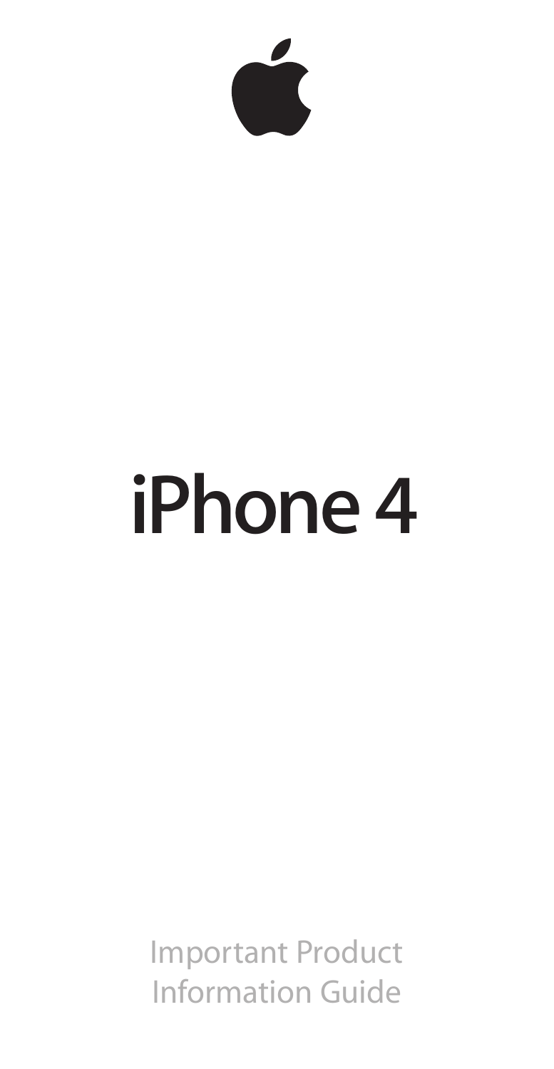# iPhone 4

Important Product Information Guide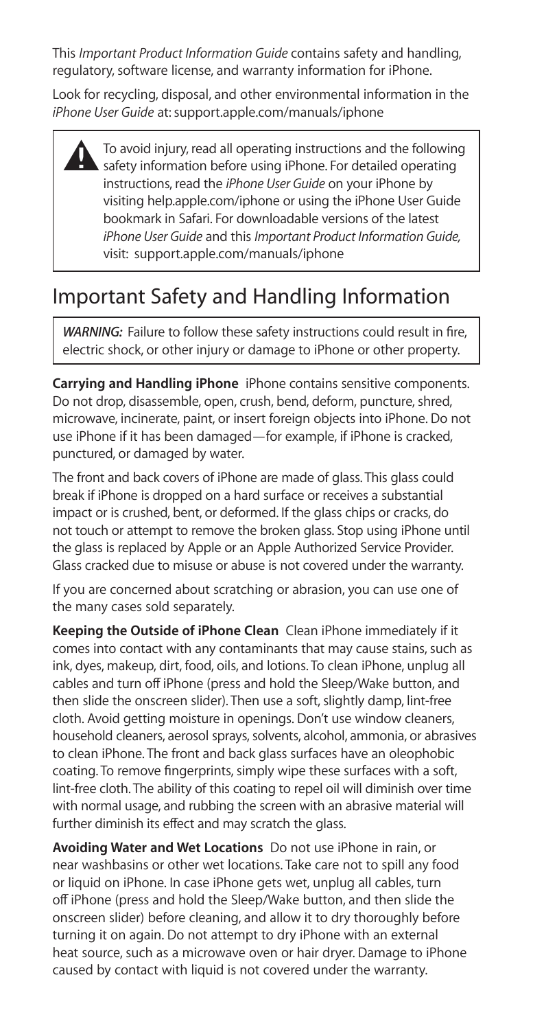This *Important Product Information Guide* contains safety and handling, regulatory, software license, and warranty information for iPhone.

Look for recycling, disposal, and other environmental information in the *iPhone User Guide* at: support.apple.com/manuals/iphone

> To avoid injury, read all operating instructions and the following safety information before using iPhone. For detailed operating instructions, read the *iPhone User Guide* on your iPhone by visiting help.apple.com/iphone or using the iPhone User Guide bookmark in Safari. For downloadable versions of the latest *iPhone User Guide* and this *Important Product Information Guide,* visit: support.apple.com/manuals/iphone

# Important Safety and Handling Information

> *WARNING:* Failure to follow these safety instructions could result in fire, electric shock, or other injury or damage to iPhone or other property.

**Carrying and Handling iPhone** iPhone contains sensitive components. Do not drop, disassemble, open, crush, bend, deform, puncture, shred, microwave, incinerate, paint, or insert foreign objects into iPhone. Do not use iPhone if it has been damaged—for example, if iPhone is cracked, punctured, or damaged by water.

The front and back covers of iPhone are made of glass. This glass could break if iPhone is dropped on a hard surface or receives a substantial impact or is crushed, bent, or deformed. If the glass chips or cracks, do not touch or attempt to remove the broken glass. Stop using iPhone until the glass is replaced by Apple or an Apple Authorized Service Provider. Glass cracked due to misuse or abuse is not covered under the warranty.

If you are concerned about scratching or abrasion, you can use one of the many cases sold separately.

**Keeping the Outside of iPhone Clean** Clean iPhone immediately if it comes into contact with any contaminants that may cause stains, such as ink, dyes, makeup, dirt, food, oils, and lotions. To clean iPhone, unplug all cables and turn off iPhone (press and hold the Sleep/Wake button, and then slide the onscreen slider). Then use a soft, slightly damp, lint-free cloth. Avoid getting moisture in openings. Don't use window cleaners, household cleaners, aerosol sprays, solvents, alcohol, ammonia, or abrasives to clean iPhone. The front and back glass surfaces have an oleophobic coating. To remove fingerprints, simply wipe these surfaces with a soft, lint-free cloth. The ability of this coating to repel oil will diminish over time with normal usage, and rubbing the screen with an abrasive material will further diminish its effect and may scratch the glass.

**Avoiding Water and Wet Locations** Do not use iPhone in rain, or near washbasins or other wet locations. Take care not to spill any food or liquid on iPhone. In case iPhone gets wet, unplug all cables, turn off iPhone (press and hold the Sleep/Wake button, and then slide the onscreen slider) before cleaning, and allow it to dry thoroughly before turning it on again. Do not attempt to dry iPhone with an external heat source, such as a microwave oven or hair dryer. Damage to iPhone caused by contact with liquid is not covered under the warranty.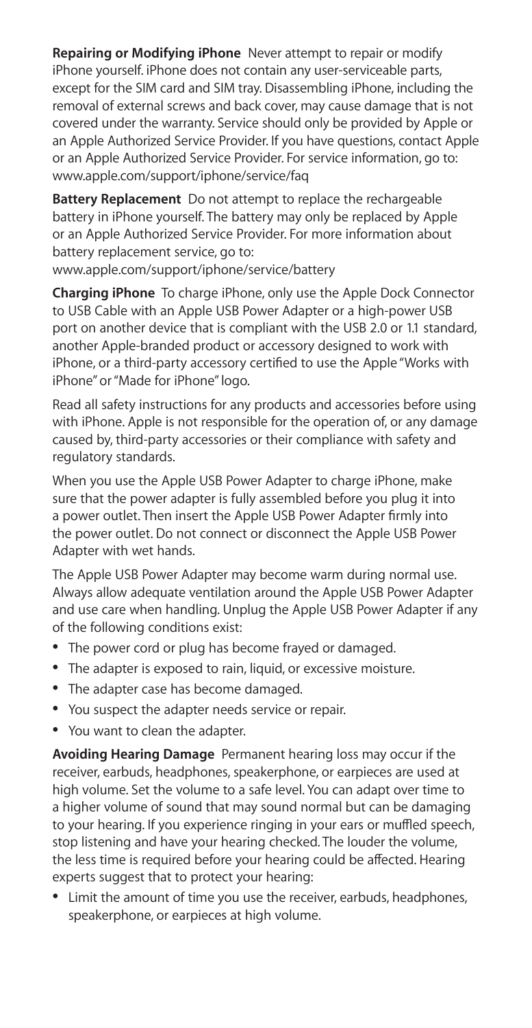**Repairing or Modifying iPhone** Never attempt to repair or modify iPhone yourself. iPhone does not contain any user-serviceable parts, except for the SIM card and SIM tray. Disassembling iPhone, including the removal of external screws and back cover, may cause damage that is not covered under the warranty. Service should only be provided by Apple or an Apple Authorized Service Provider. If you have questions, contact Apple or an Apple Authorized Service Provider. For service information, go to: www.apple.com/support/iphone/service/faq

**Battery Replacement** Do not attempt to replace the rechargeable battery in iPhone yourself. The battery may only be replaced by Apple or an Apple Authorized Service Provider. For more information about battery replacement service, go to: www.apple.com/support/iphone/service/battery

**Charging iPhone** To charge iPhone, only use the Apple Dock Connector to USB Cable with an Apple USB Power Adapter or a high-power USB port on another device that is compliant with the USB 2.0 or 1.1 standard, another Apple-branded product or accessory designed to work with iPhone, or a third-party accessory certified to use the Apple "Works with iPhone" or "Made for iPhone" logo.

Read all safety instructions for any products and accessories before using with iPhone. Apple is not responsible for the operation of, or any damage caused by, third-party accessories or their compliance with safety and regulatory standards.

When you use the Apple USB Power Adapter to charge iPhone, make sure that the power adapter is fully assembled before you plug it into a power outlet. Then insert the Apple USB Power Adapter firmly into the power outlet. Do not connect or disconnect the Apple USB Power Adapter with wet hands.

The Apple USB Power Adapter may become warm during normal use. Always allow adequate ventilation around the Apple USB Power Adapter and use care when handling. Unplug the Apple USB Power Adapter if any of the following conditions exist:

- The power cord or plug has become frayed or damaged.
- The adapter is exposed to rain, liquid, or excessive moisture.
- The adapter case has become damaged.
- You suspect the adapter needs service or repair.
- You want to clean the adapter.

**Avoiding Hearing Damage** Permanent hearing loss may occur if the receiver, earbuds, headphones, speakerphone, or earpieces are used at high volume. Set the volume to a safe level. You can adapt over time to a higher volume of sound that may sound normal but can be damaging to your hearing. If you experience ringing in your ears or muffled speech, stop listening and have your hearing checked. The louder the volume, the less time is required before your hearing could be affected. Hearing experts suggest that to protect your hearing:

- Limit the amount of time you use the receiver, earbuds, headphones, speakerphone, or earpieces at high volume.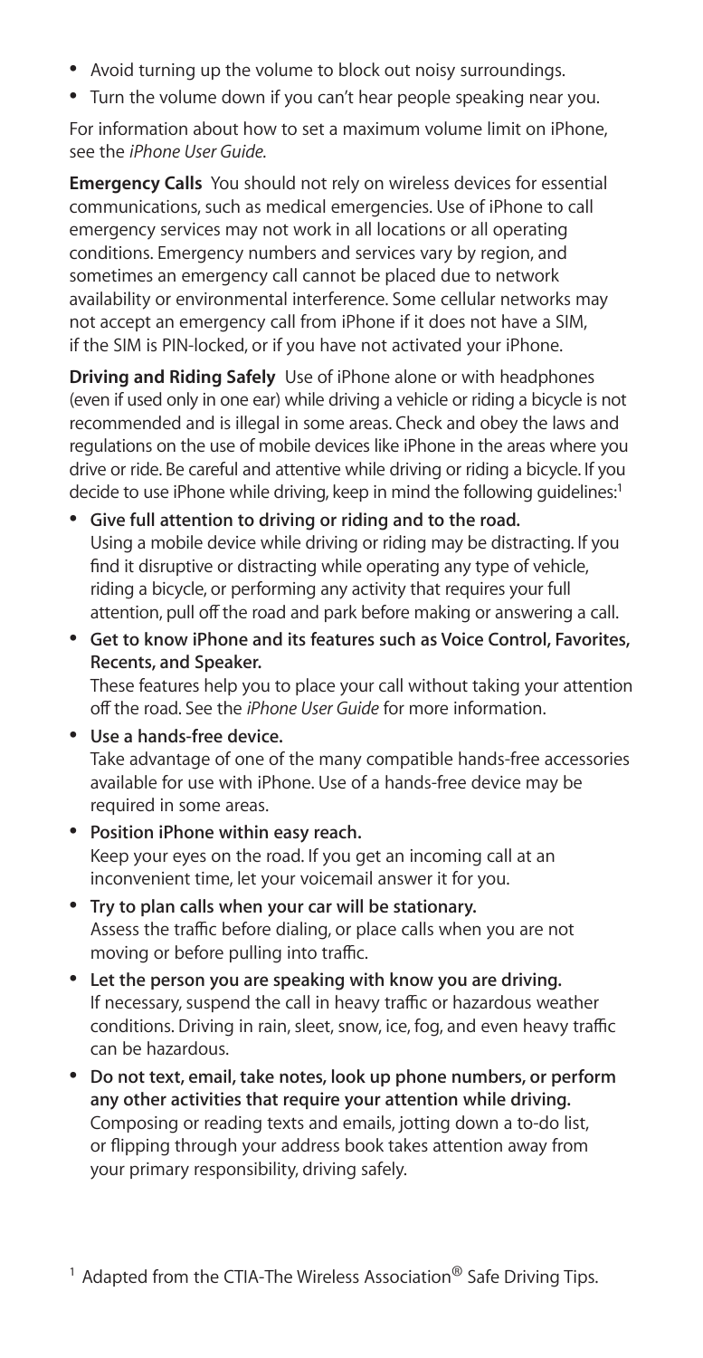- Avoid turning up the volume to block out noisy surroundings.
- Turn the volume down if you can't hear people speaking near you.

For information about how to set a maximum volume limit on iPhone, see the *iPhone User Guide.*

**Emergency Calls** You should not rely on wireless devices for essential communications, such as medical emergencies. Use of iPhone to call emergency services may not work in all locations or all operating conditions. Emergency numbers and services vary by region, and sometimes an emergency call cannot be placed due to network availability or environmental interference. Some cellular networks may not accept an emergency call from iPhone if it does not have a SIM, if the SIM is PIN-locked, or if you have not activated your iPhone.

**Driving and Riding Safely** Use of iPhone alone or with headphones (even if used only in one ear) while driving a vehicle or riding a bicycle is not recommended and is illegal in some areas. Check and obey the laws and regulations on the use of mobile devices like iPhone in the areas where you drive or ride. Be careful and attentive while driving or riding a bicycle. If you decide to use iPhone while driving, keep in mind the following guidelines:[1]

- **Give full attention to driving or riding and to the road.**
  Using a mobile device while driving or riding may be distracting. If you find it disruptive or distracting while operating any type of vehicle, riding a bicycle, or performing any activity that requires your full attention, pull off the road and park before making or answering a call.
- **Get to know iPhone and its features such as Voice Control, Favorites, Recents, and Speaker.**
  These features help you to place your call without taking your attention off the road. See the *iPhone User Guide* for more information.
- **Use a hands-free device.**
  Take advantage of one of the many compatible hands-free accessories available for use with iPhone. Use of a hands-free device may be required in some areas.
- **Position iPhone within easy reach.**
  Keep your eyes on the road. If you get an incoming call at an inconvenient time, let your voicemail answer it for you.
- **Try to plan calls when your car will be stationary.**
  Assess the traffic before dialing, or place calls when you are not moving or before pulling into traffic.
- **Let the person you are speaking with know you are driving.**
  If necessary, suspend the call in heavy traffic or hazardous weather conditions. Driving in rain, sleet, snow, ice, fog, and even heavy traffic can be hazardous.
- **Do not text, email, take notes, look up phone numbers, or perform any other activities that require your attention while driving.**
  Composing or reading texts and emails, jotting down a to-do list, or flipping through your address book takes attention away from your primary responsibility, driving safely.

[1] Adapted from the CTIA-The Wireless Association® Safe Driving Tips.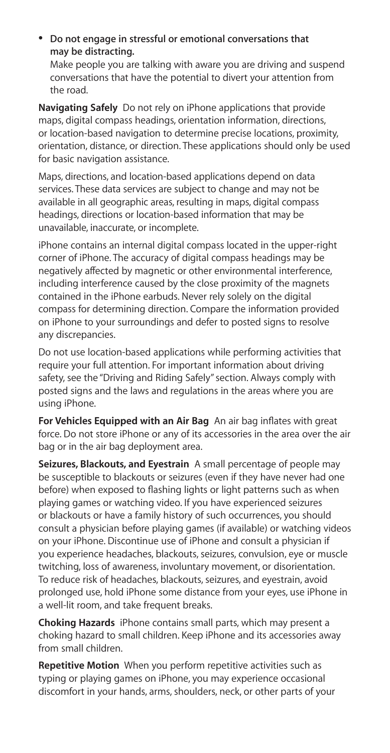- **Do not engage in stressful or emotional conversations that may be distracting.**
  Make people you are talking with aware you are driving and suspend conversations that have the potential to divert your attention from the road.

**Navigating Safely** Do not rely on iPhone applications that provide maps, digital compass headings, orientation information, directions, or location-based navigation to determine precise locations, proximity, orientation, distance, or direction. These applications should only be used for basic navigation assistance.

Maps, directions, and location-based applications depend on data services. These data services are subject to change and may not be available in all geographic areas, resulting in maps, digital compass headings, directions or location-based information that may be unavailable, inaccurate, or incomplete.

iPhone contains an internal digital compass located in the upper-right corner of iPhone. The accuracy of digital compass headings may be negatively affected by magnetic or other environmental interference, including interference caused by the close proximity of the magnets contained in the iPhone earbuds. Never rely solely on the digital compass for determining direction. Compare the information provided on iPhone to your surroundings and defer to posted signs to resolve any discrepancies.

Do not use location-based applications while performing activities that require your full attention. For important information about driving safety, see the "Driving and Riding Safely" section. Always comply with posted signs and the laws and regulations in the areas where you are using iPhone.

**For Vehicles Equipped with an Air Bag** An air bag inflates with great force. Do not store iPhone or any of its accessories in the area over the air bag or in the air bag deployment area.

**Seizures, Blackouts, and Eyestrain** A small percentage of people may be susceptible to blackouts or seizures (even if they have never had one before) when exposed to flashing lights or light patterns such as when playing games or watching video. If you have experienced seizures or blackouts or have a family history of such occurrences, you should consult a physician before playing games (if available) or watching videos on your iPhone. Discontinue use of iPhone and consult a physician if you experience headaches, blackouts, seizures, convulsion, eye or muscle twitching, loss of awareness, involuntary movement, or disorientation. To reduce risk of headaches, blackouts, seizures, and eyestrain, avoid prolonged use, hold iPhone some distance from your eyes, use iPhone in a well-lit room, and take frequent breaks.

**Choking Hazards** iPhone contains small parts, which may present a choking hazard to small children. Keep iPhone and its accessories away from small children.

**Repetitive Motion** When you perform repetitive activities such as typing or playing games on iPhone, you may experience occasional discomfort in your hands, arms, shoulders, neck, or other parts of your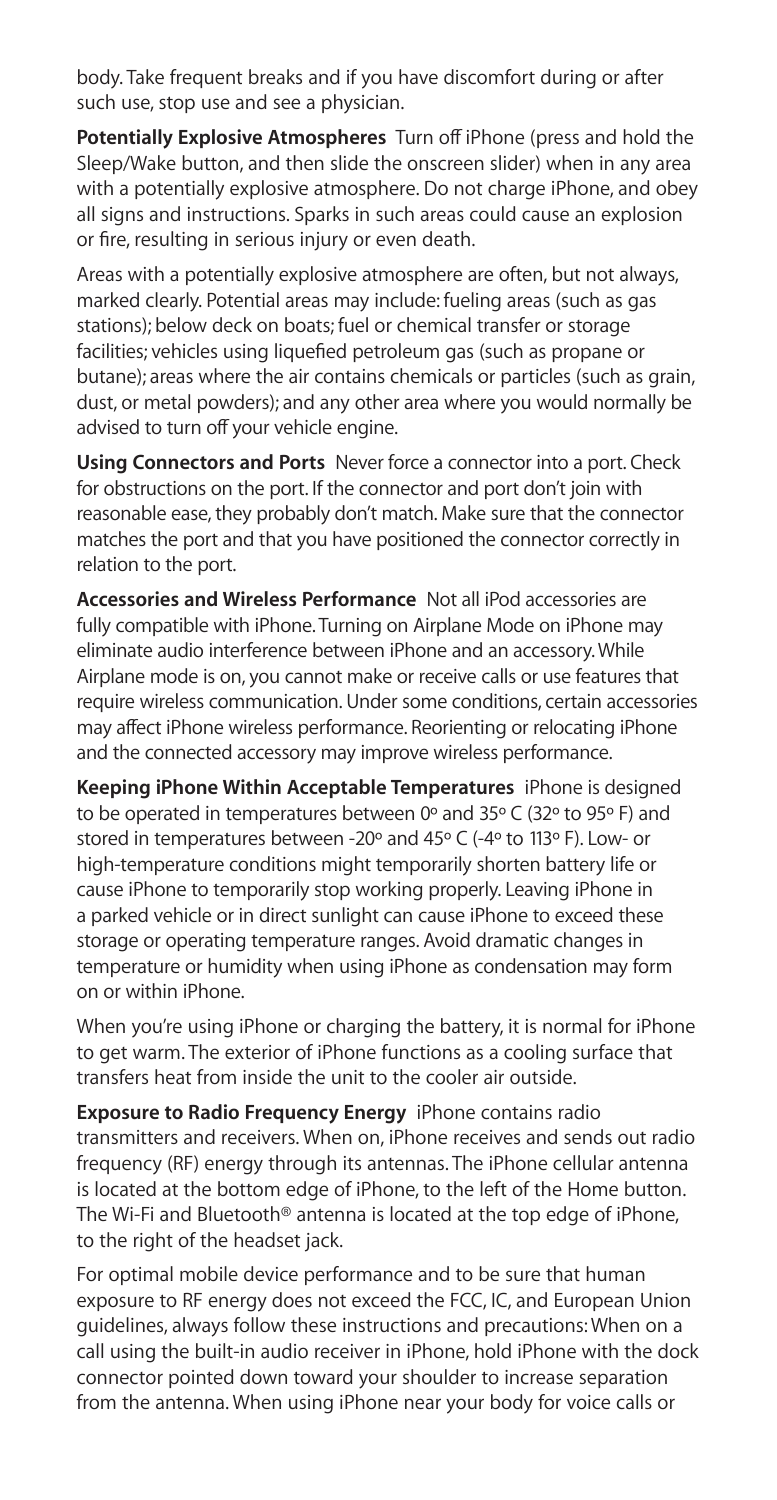body. Take frequent breaks and if you have discomfort during or after such use, stop use and see a physician.

**Potentially Explosive Atmospheres** Turn off iPhone (press and hold the Sleep/Wake button, and then slide the onscreen slider) when in any area with a potentially explosive atmosphere. Do not charge iPhone, and obey all signs and instructions. Sparks in such areas could cause an explosion or fire, resulting in serious injury or even death.

Areas with a potentially explosive atmosphere are often, but not always, marked clearly. Potential areas may include: fueling areas (such as gas stations); below deck on boats; fuel or chemical transfer or storage facilities; vehicles using liquefied petroleum gas (such as propane or butane); areas where the air contains chemicals or particles (such as grain, dust, or metal powders); and any other area where you would normally be advised to turn off your vehicle engine.

**Using Connectors and Ports** Never force a connector into a port. Check for obstructions on the port. If the connector and port don't join with reasonable ease, they probably don't match. Make sure that the connector matches the port and that you have positioned the connector correctly in relation to the port.

**Accessories and Wireless Performance** Not all iPod accessories are fully compatible with iPhone. Turning on Airplane Mode on iPhone may eliminate audio interference between iPhone and an accessory. While Airplane mode is on, you cannot make or receive calls or use features that require wireless communication. Under some conditions, certain accessories may affect iPhone wireless performance. Reorienting or relocating iPhone and the connected accessory may improve wireless performance.

**Keeping iPhone Within Acceptable Temperatures** iPhone is designed to be operated in temperatures between 0º and 35º C (32º to 95º F) and stored in temperatures between -20º and 45º C (-4º to 113º F). Low- or high-temperature conditions might temporarily shorten battery life or cause iPhone to temporarily stop working properly. Leaving iPhone in a parked vehicle or in direct sunlight can cause iPhone to exceed these storage or operating temperature ranges. Avoid dramatic changes in temperature or humidity when using iPhone as condensation may form on or within iPhone.

When you're using iPhone or charging the battery, it is normal for iPhone to get warm. The exterior of iPhone functions as a cooling surface that transfers heat from inside the unit to the cooler air outside.

**Exposure to Radio Frequency Energy** iPhone contains radio transmitters and receivers. When on, iPhone receives and sends out radio frequency (RF) energy through its antennas. The iPhone cellular antenna is located at the bottom edge of iPhone, to the left of the Home button. The Wi-Fi and Bluetooth® antenna is located at the top edge of iPhone, to the right of the headset jack.

For optimal mobile device performance and to be sure that human exposure to RF energy does not exceed the FCC, IC, and European Union guidelines, always follow these instructions and precautions: When on a call using the built-in audio receiver in iPhone, hold iPhone with the dock connector pointed down toward your shoulder to increase separation from the antenna. When using iPhone near your body for voice calls or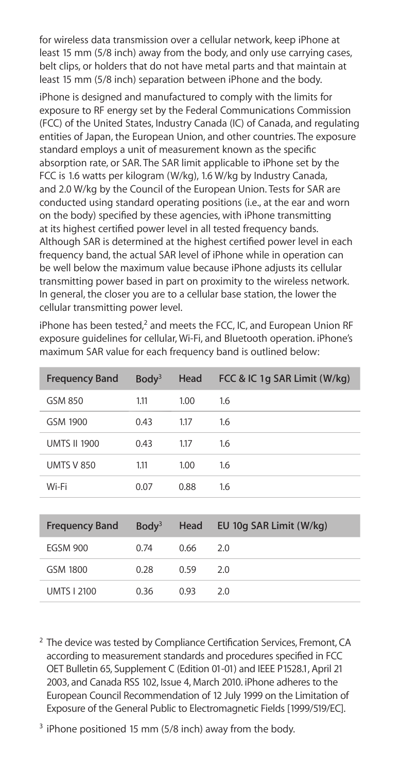for wireless data transmission over a cellular network, keep iPhone at least 15 mm (5/8 inch) away from the body, and only use carrying cases, belt clips, or holders that do not have metal parts and that maintain at least 15 mm (5/8 inch) separation between iPhone and the body.

iPhone is designed and manufactured to comply with the limits for exposure to RF energy set by the Federal Communications Commission (FCC) of the United States, Industry Canada (IC) of Canada, and regulating entities of Japan, the European Union, and other countries. The exposure standard employs a unit of measurement known as the specific absorption rate, or SAR. The SAR limit applicable to iPhone set by the FCC is 1.6 watts per kilogram (W/kg), 1.6 W/kg by Industry Canada, and 2.0 W/kg by the Council of the European Union. Tests for SAR are conducted using standard operating positions (i.e., at the ear and worn on the body) specified by these agencies, with iPhone transmitting at its highest certified power level in all tested frequency bands. Although SAR is determined at the highest certified power level in each frequency band, the actual SAR level of iPhone while in operation can be well below the maximum value because iPhone adjusts its cellular transmitting power based in part on proximity to the wireless network. In general, the closer you are to a cellular base station, the lower the cellular transmitting power level.

iPhone has been tested,[2] and meets the FCC, IC, and European Union RF exposure guidelines for cellular, Wi-Fi, and Bluetooth operation. iPhone's maximum SAR value for each frequency band is outlined below:

| Frequency Band | Body[3] | Head | FCC & IC 1g SAR Limit (W/kg) |
|---|---|---|---|
| GSM 850 | 1.11 | 1.00 | 1.6 |
| GSM 1900 | 0.43 | 1.17 | 1.6 |
| UMTS II 1900 | 0.43 | 1.17 | 1.6 |
| UMTS V 850 | 1.11 | 1.00 | 1.6 |
| Wi-Fi | 0.07 | 0.88 | 1.6 |

| Frequency Band | Body[3] | Head | EU 10g SAR Limit (W/kg) |
|---|---|---|---|
| EGSM 900 | 0.74 | 0.66 | 2.0 |
| GSM 1800 | 0.28 | 0.59 | 2.0 |
| UMTS I 2100 | 0.36 | 0.93 | 2.0 |

[2] The device was tested by Compliance Certification Services, Fremont, CA according to measurement standards and procedures specified in FCC OET Bulletin 65, Supplement C (Edition 01-01) and IEEE P1528.1, April 21 2003, and Canada RSS 102, Issue 4, March 2010. iPhone adheres to the European Council Recommendation of 12 July 1999 on the Limitation of Exposure of the General Public to Electromagnetic Fields [1999/519/EC].

[3] iPhone positioned 15 mm (5/8 inch) away from the body.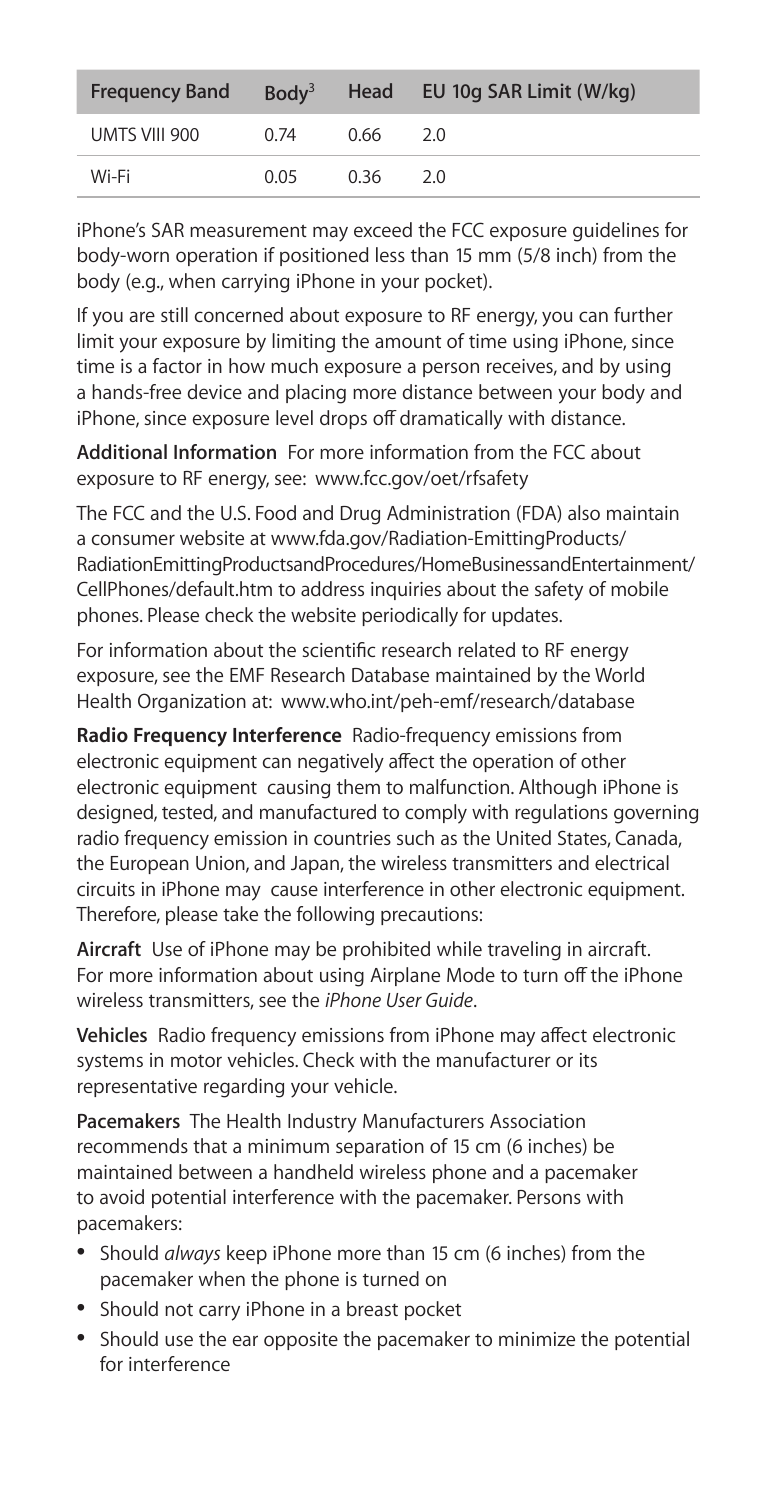| Frequency Band | Body[3] | Head | EU 10g SAR Limit (W/kg) |
|---|---|---|---|
| UMTS VIII 900 | 0.74 | 0.66 | 2.0 |
| Wi-Fi | 0.05 | 0.36 | 2.0 |

iPhone's SAR measurement may exceed the FCC exposure guidelines for body-worn operation if positioned less than 15 mm (5/8 inch) from the body (e.g., when carrying iPhone in your pocket).

If you are still concerned about exposure to RF energy, you can further limit your exposure by limiting the amount of time using iPhone, since time is a factor in how much exposure a person receives, and by using a hands-free device and placing more distance between your body and iPhone, since exposure level drops off dramatically with distance.

**Additional Information** For more information from the FCC about exposure to RF energy, see: www.fcc.gov/oet/rfsafety

The FCC and the U.S. Food and Drug Administration (FDA) also maintain a consumer website at www.fda.gov/Radiation-EmittingProducts/RadiationEmittingProductsandProcedures/HomeBusinessandEntertainment/CellPhones/default.htm to address inquiries about the safety of mobile phones. Please check the website periodically for updates.

For information about the scientific research related to RF energy exposure, see the EMF Research Database maintained by the World Health Organization at: www.who.int/peh-emf/research/database

**Radio Frequency Interference** Radio-frequency emissions from electronic equipment can negatively affect the operation of other electronic equipment causing them to malfunction. Although iPhone is designed, tested, and manufactured to comply with regulations governing radio frequency emission in countries such as the United States, Canada, the European Union, and Japan, the wireless transmitters and electrical circuits in iPhone may cause interference in other electronic equipment. Therefore, please take the following precautions:

**Aircraft** Use of iPhone may be prohibited while traveling in aircraft. For more information about using Airplane Mode to turn off the iPhone wireless transmitters, see the *iPhone User Guide*.

**Vehicles** Radio frequency emissions from iPhone may affect electronic systems in motor vehicles. Check with the manufacturer or its representative regarding your vehicle.

**Pacemakers** The Health Industry Manufacturers Association recommends that a minimum separation of 15 cm (6 inches) be maintained between a handheld wireless phone and a pacemaker to avoid potential interference with the pacemaker. Persons with pacemakers:

- Should *always* keep iPhone more than 15 cm (6 inches) from the pacemaker when the phone is turned on
- Should not carry iPhone in a breast pocket
- Should use the ear opposite the pacemaker to minimize the potential for interference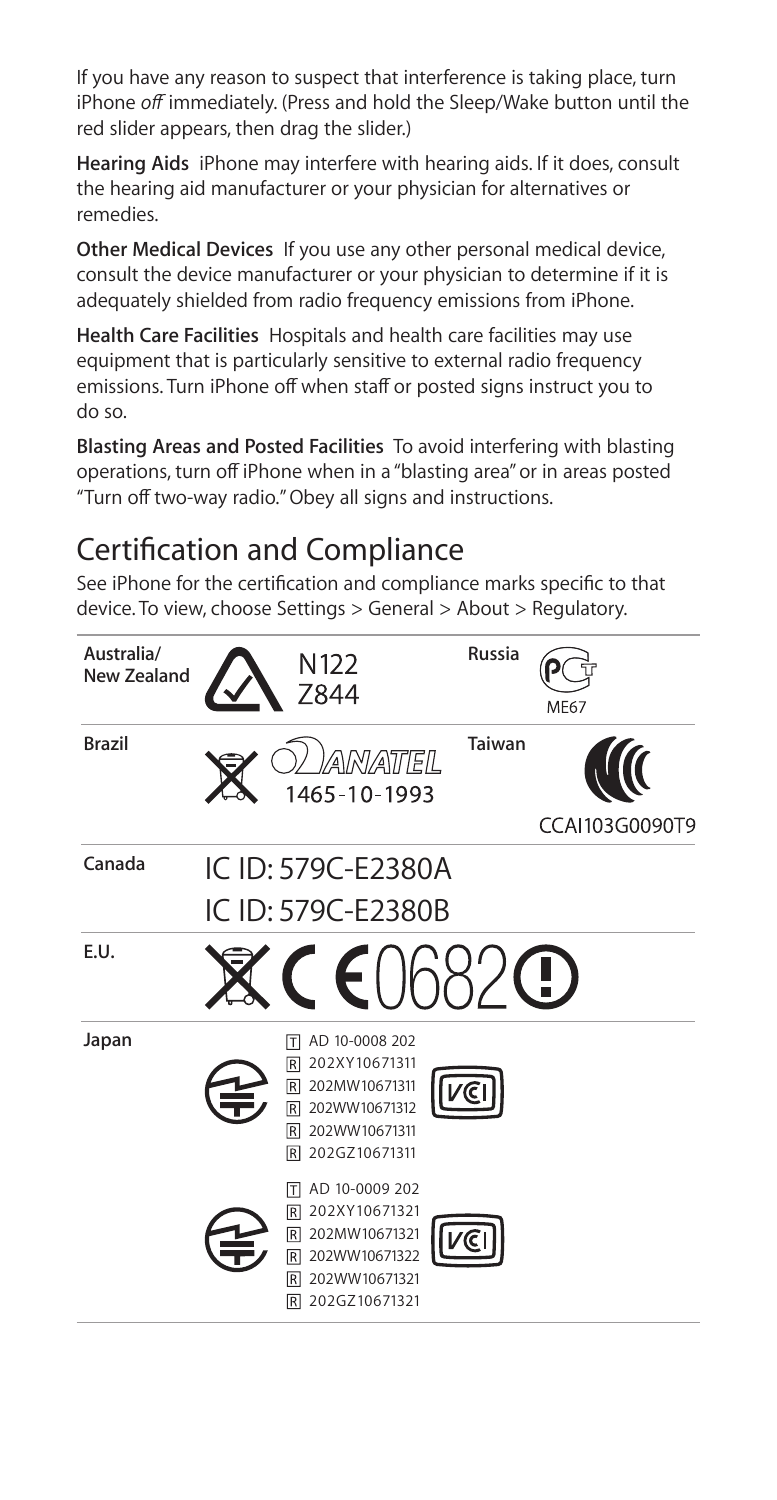If you have any reason to suspect that interference is taking place, turn iPhone *off* immediately. (Press and hold the Sleep/Wake button until the red slider appears, then drag the slider.)

**Hearing Aids** iPhone may interfere with hearing aids. If it does, consult the hearing aid manufacturer or your physician for alternatives or remedies.

**Other Medical Devices** If you use any other personal medical device, consult the device manufacturer or your physician to determine if it is adequately shielded from radio frequency emissions from iPhone.

**Health Care Facilities** Hospitals and health care facilities may use equipment that is particularly sensitive to external radio frequency emissions. Turn iPhone off when staff or posted signs instruct you to do so.

**Blasting Areas and Posted Facilities** To avoid interfering with blasting operations, turn off iPhone when in a "blasting area" or in areas posted "Turn off two-way radio." Obey all signs and instructions.

## Certification and Compliance

See iPhone for the certification and compliance marks specific to that device. To view, choose Settings > General > About > Regulatory.

| Region | Marks | Region | Marks |
|---|---|---|---|
| **Australia/ New Zealand** | N122 Z844 | **Russia** | ME67 |
| **Brazil** | ANATEL 1465-10-1993 | **Taiwan** | CCAI103G0090T9 |
| **Canada** | IC ID: 579C-E2380A<br>IC ID: 579C-E2380B | | |
| **E.U.** | CE0682 | | |
| **Japan** | T AD 10-0008 202<br>R 202XY10671311<br>R 202MW10671311<br>R 202WW10671312<br>R 202WW10671311<br>R 202GZ10671311<br><br>T AD 10-0009 202<br>R 202XY10671321<br>R 202MW10671321<br>R 202WW10671322<br>R 202WW10671321<br>R 202GZ10671321 | | |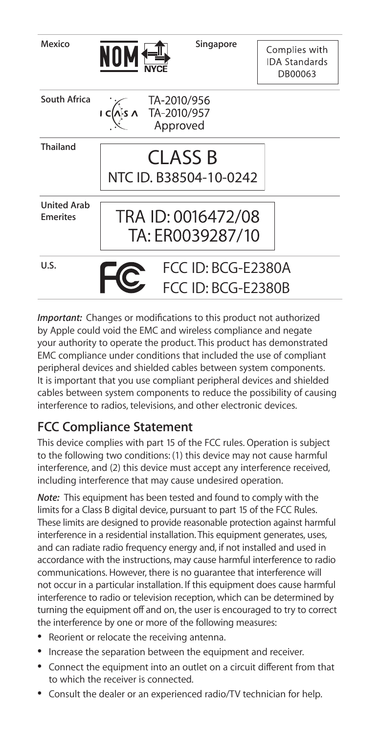| | | | |
|---|---|---|---|
| Mexico | NOM NYCE | Singapore | Complies with IDA Standards DB00063 |
| South Africa | ICASA TA-2010/956 TA-2010/957 Approved | | |
| Thailand | CLASS B NTC ID. B38504-10-0242 | | |
| United Arab Emerites | TRA ID: 0016472/08 TA: ER0039287/10 | | |
| U.S. | FC FCC ID: BCG-E2380A FCC ID: BCG-E2380B | | |

***Important:*** Changes or modifications to this product not authorized by Apple could void the EMC and wireless compliance and negate your authority to operate the product. This product has demonstrated EMC compliance under conditions that included the use of compliant peripheral devices and shielded cables between system components. It is important that you use compliant peripheral devices and shielded cables between system components to reduce the possibility of causing interference to radios, televisions, and other electronic devices.

## FCC Compliance Statement

This device complies with part 15 of the FCC rules. Operation is subject to the following two conditions: (1) this device may not cause harmful interference, and (2) this device must accept any interference received, including interference that may cause undesired operation.

***Note:*** This equipment has been tested and found to comply with the limits for a Class B digital device, pursuant to part 15 of the FCC Rules. These limits are designed to provide reasonable protection against harmful interference in a residential installation. This equipment generates, uses, and can radiate radio frequency energy and, if not installed and used in accordance with the instructions, may cause harmful interference to radio communications. However, there is no guarantee that interference will not occur in a particular installation. If this equipment does cause harmful interference to radio or television reception, which can be determined by turning the equipment off and on, the user is encouraged to try to correct the interference by one or more of the following measures:

- Reorient or relocate the receiving antenna.
- Increase the separation between the equipment and receiver.
- Connect the equipment into an outlet on a circuit different from that to which the receiver is connected.
- Consult the dealer or an experienced radio/TV technician for help.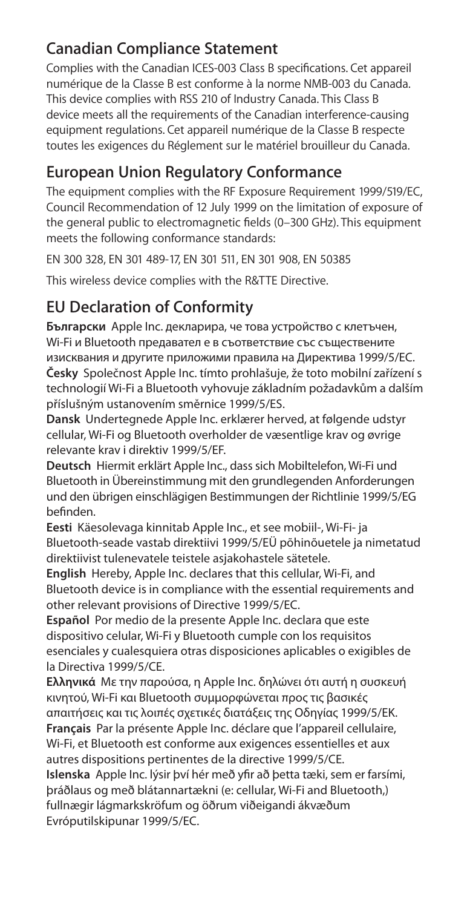## Canadian Compliance Statement

Complies with the Canadian ICES-003 Class B specifications. Cet appareil numérique de la Classe B est conforme à la norme NMB-003 du Canada. This device complies with RSS 210 of Industry Canada. This Class B device meets all the requirements of the Canadian interference-causing equipment regulations. Cet appareil numérique de la Classe B respecte toutes les exigences du Réglement sur le matériel brouilleur du Canada.

## European Union Regulatory Conformance

The equipment complies with the RF Exposure Requirement 1999/519/EC, Council Recommendation of 12 July 1999 on the limitation of exposure of the general public to electromagnetic fields (0–300 GHz). This equipment meets the following conformance standards:

EN 300 328, EN 301 489-17, EN 301 511, EN 301 908, EN 50385

This wireless device complies with the R&TTE Directive.

## EU Declaration of Conformity

**Български** Apple Inc. декларира, че това устройство с клетъчен, Wi-Fi и Bluetooth предавател е в съответствие със съществените изисквания и другите приложими правила на Директива 1999/5/EC.

**Česky** Společnost Apple Inc. tímto prohlašuje, že toto mobilní zařízení s technologií Wi-Fi a Bluetooth vyhovuje základním požadavkům a dalším příslušným ustanovením směrnice 1999/5/ES.

**Dansk** Undertegnede Apple Inc. erklærer herved, at følgende udstyr cellular, Wi-Fi og Bluetooth overholder de væsentlige krav og øvrige relevante krav i direktiv 1999/5/EF.

**Deutsch** Hiermit erklärt Apple Inc., dass sich Mobiltelefon, Wi-Fi und Bluetooth in Übereinstimmung mit den grundlegenden Anforderungen und den übrigen einschlägigen Bestimmungen der Richtlinie 1999/5/EG befinden.

**Eesti** Käesolevaga kinnitab Apple Inc., et see mobiil-, Wi-Fi- ja Bluetooth-seade vastab direktiivi 1999/5/EÜ põhinõuetele ja nimetatud direktiivist tulenevatele teistele asjakohastele sätetele.

**English** Hereby, Apple Inc. declares that this cellular, Wi-Fi, and Bluetooth device is in compliance with the essential requirements and other relevant provisions of Directive 1999/5/EC.

**Español** Por medio de la presente Apple Inc. declara que este dispositivo celular, Wi-Fi y Bluetooth cumple con los requisitos esenciales y cualesquiera otras disposiciones aplicables o exigibles de la Directiva 1999/5/CE.

**Ελληνικά** Με την παρούσα, η Apple Inc. δηλώνει ότι αυτή η συσκευή κινητού, Wi-Fi και Bluetooth συμμορφώνεται προς τις βασικές απαιτήσεις και τις λοιπές σχετικές διατάξεις της Οδηγίας 1999/5/ΕΚ.

**Français** Par la présente Apple Inc. déclare que l'appareil cellulaire, Wi-Fi, et Bluetooth est conforme aux exigences essentielles et aux autres dispositions pertinentes de la directive 1999/5/CE.

**Islenska** Apple Inc. lýsir því hér með yfir að þetta tæki, sem er farsími, þráðlaus og með blátannartækni (e: cellular, Wi-Fi and Bluetooth,) fullnægir lágmarkskröfum og öðrum viðeigandi ákvæðum Evróputilskipunar 1999/5/EC.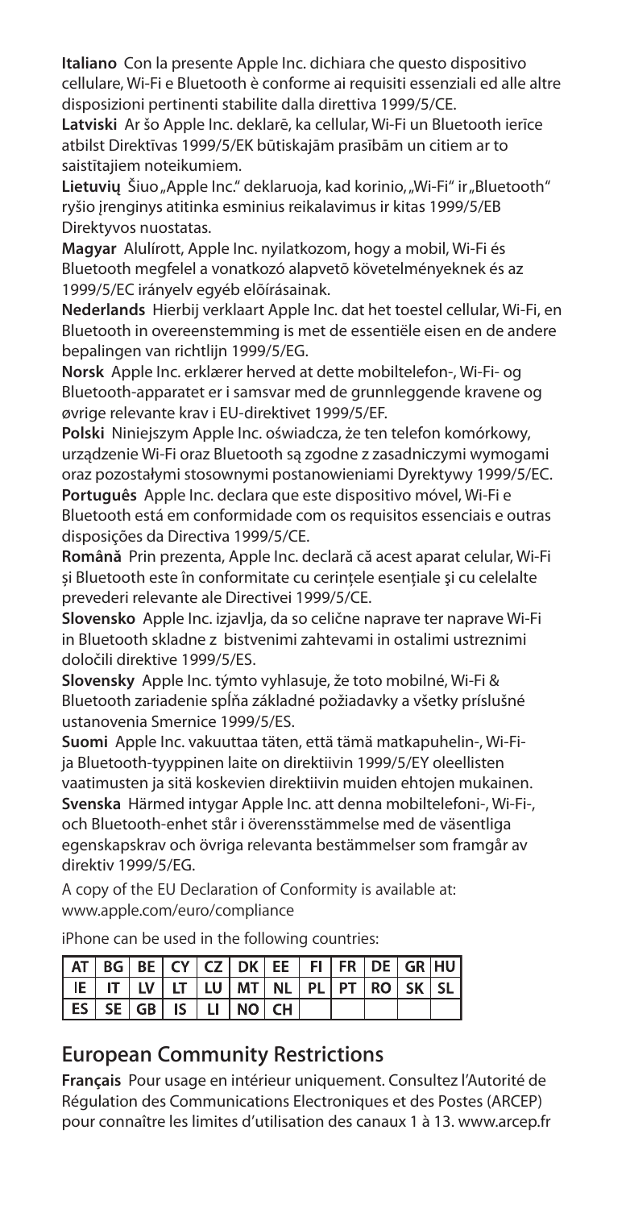**Italiano** Con la presente Apple Inc. dichiara che questo dispositivo cellulare, Wi-Fi e Bluetooth è conforme ai requisiti essenziali ed alle altre disposizioni pertinenti stabilite dalla direttiva 1999/5/CE.

**Latviski** Ar šo Apple Inc. deklarē, ka cellular, Wi-Fi un Bluetooth ierīce atbilst Direktīvas 1999/5/EK būtiskajām prasībām un citiem ar to saistītajiem noteikumiem.

**Lietuvių** Šiuo „Apple Inc." deklaruoja, kad korinio, „Wi-Fi" ir „Bluetooth" ryšio įrenginys atitinka esminius reikalavimus ir kitas 1999/5/EB Direktyvos nuostatas.

**Magyar** Alulírott, Apple Inc. nyilatkozom, hogy a mobil, Wi-Fi és Bluetooth megfelel a vonatkozó alapvetõ követelményeknek és az 1999/5/EC irányelv egyéb előírásainak.

**Nederlands** Hierbij verklaart Apple Inc. dat het toestel cellular, Wi-Fi, en Bluetooth in overeenstemming is met de essentiële eisen en de andere bepalingen van richtlijn 1999/5/EG.

**Norsk** Apple Inc. erklærer herved at dette mobiltelefon-, Wi-Fi- og Bluetooth-apparatet er i samsvar med de grunnleggende kravene og øvrige relevante krav i EU-direktivet 1999/5/EF.

**Polski** Niniejszym Apple Inc. oświadcza, że ten telefon komórkowy, urządzenie Wi-Fi oraz Bluetooth są zgodne z zasadniczymi wymogami oraz pozostałymi stosownymi postanowieniami Dyrektywy 1999/5/EC.

**Português** Apple Inc. declara que este dispositivo móvel, Wi-Fi e Bluetooth está em conformidade com os requisitos essenciais e outras disposições da Directiva 1999/5/CE.

**Română** Prin prezenta, Apple Inc. declară că acest aparat celular, Wi-Fi și Bluetooth este în conformitate cu cerințele esențiale şi cu celelalte prevederi relevante ale Directivei 1999/5/CE.

**Slovensko** Apple Inc. izjavlja, da so celične naprave ter naprave Wi-Fi in Bluetooth skladne z bistvenimi zahtevami in ostalimi ustreznimi določili direktive 1999/5/ES.

**Slovensky** Apple Inc. týmto vyhlasuje, že toto mobilné, Wi-Fi & Bluetooth zariadenie spĺňa základné požiadavky a všetky príslušné ustanovenia Smernice 1999/5/ES.

**Suomi** Apple Inc. vakuuttaa täten, että tämä matkapuhelin-, Wi-Fi- ja Bluetooth-tyyppinen laite on direktiivin 1999/5/EY oleellisten vaatimusten ja sitä koskevien direktiivin muiden ehtojen mukainen.

**Svenska** Härmed intygar Apple Inc. att denna mobiltelefoni-, Wi-Fi-, och Bluetooth-enhet står i överensstämmelse med de väsentliga egenskapskrav och övriga relevanta bestämmelser som framgår av direktiv 1999/5/EG.

A copy of the EU Declaration of Conformity is available at: www.apple.com/euro/compliance

iPhone can be used in the following countries:

| AT | BG | BE | CY | CZ | DK | EE | FI | FR | DE | GR | HU |
|---|---|---|---|---|---|---|---|---|---|---|---|
| IE | IT | LV | LT | LU | MT | NL | PL | PT | RO | SK | SL |
| ES | SE | GB | IS | LI | NO | CH | | | | | |

## European Community Restrictions

**Français** Pour usage en intérieur uniquement. Consultez l'Autorité de Régulation des Communications Electroniques et des Postes (ARCEP) pour connaître les limites d'utilisation des canaux 1 à 13. www.arcep.fr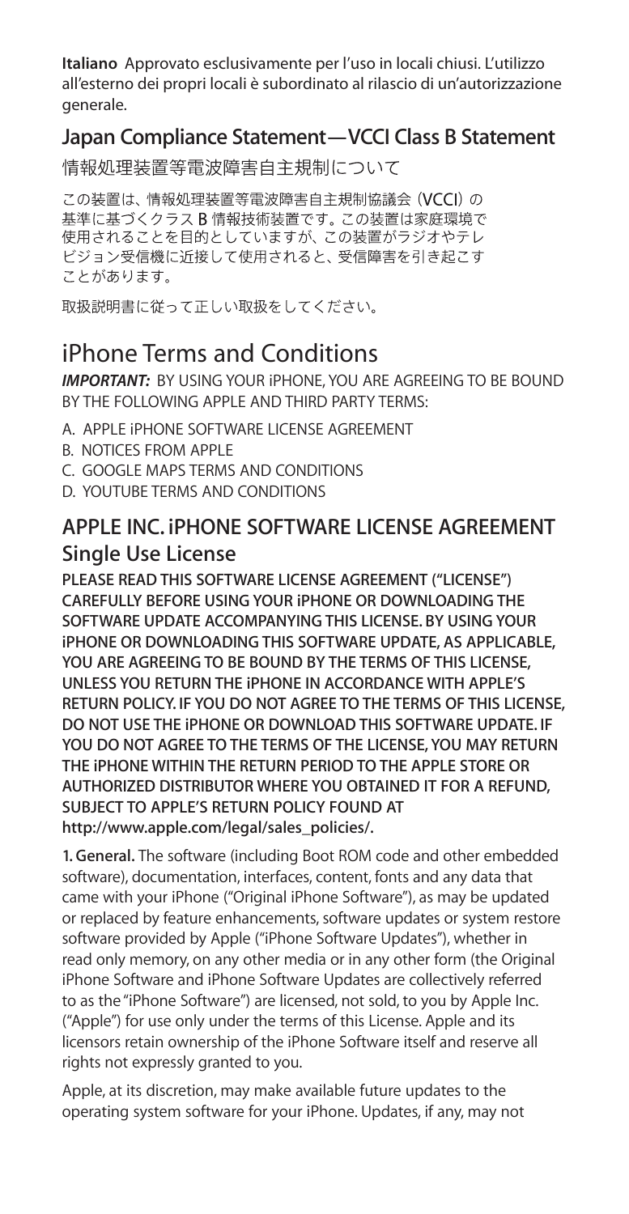**Italiano** Approvato esclusivamente per l'uso in locali chiusi. L'utilizzo all'esterno dei propri locali è subordinato al rilascio di un'autorizzazione generale.

## Japan Compliance Statement—VCCI Class B Statement

情報処理装置等電波障害自主規制について

この装置は、情報処理装置等電波障害自主規制協議会（VCCI）の基準に基づくクラス B 情報技術装置です。この装置は家庭環境で使用されることを目的としていますが、この装置がラジオやテレビジョン受信機に近接して使用されると、受信障害を引き起こすことがあります。

取扱説明書に従って正しい取扱をしてください。

# iPhone Terms and Conditions

***IMPORTANT:*** BY USING YOUR iPHONE, YOU ARE AGREEING TO BE BOUND BY THE FOLLOWING APPLE AND THIRD PARTY TERMS:

A. APPLE iPHONE SOFTWARE LICENSE AGREEMENT
B. NOTICES FROM APPLE
C. GOOGLE MAPS TERMS AND CONDITIONS
D. YOUTUBE TERMS AND CONDITIONS

## APPLE INC. iPHONE SOFTWARE LICENSE AGREEMENT

### Single Use License

**PLEASE READ THIS SOFTWARE LICENSE AGREEMENT ("LICENSE") CAREFULLY BEFORE USING YOUR iPHONE OR DOWNLOADING THE SOFTWARE UPDATE ACCOMPANYING THIS LICENSE. BY USING YOUR iPHONE OR DOWNLOADING THIS SOFTWARE UPDATE, AS APPLICABLE, YOU ARE AGREEING TO BE BOUND BY THE TERMS OF THIS LICENSE, UNLESS YOU RETURN THE iPHONE IN ACCORDANCE WITH APPLE'S RETURN POLICY. IF YOU DO NOT AGREE TO THE TERMS OF THIS LICENSE, DO NOT USE THE iPHONE OR DOWNLOAD THIS SOFTWARE UPDATE. IF YOU DO NOT AGREE TO THE TERMS OF THE LICENSE, YOU MAY RETURN THE iPHONE WITHIN THE RETURN PERIOD TO THE APPLE STORE OR AUTHORIZED DISTRIBUTOR WHERE YOU OBTAINED IT FOR A REFUND, SUBJECT TO APPLE'S RETURN POLICY FOUND AT http://www.apple.com/legal/sales_policies/.**

**1. General.** The software (including Boot ROM code and other embedded software), documentation, interfaces, content, fonts and any data that came with your iPhone ("Original iPhone Software"), as may be updated or replaced by feature enhancements, software updates or system restore software provided by Apple ("iPhone Software Updates"), whether in read only memory, on any other media or in any other form (the Original iPhone Software and iPhone Software Updates are collectively referred to as the "iPhone Software") are licensed, not sold, to you by Apple Inc. ("Apple") for use only under the terms of this License. Apple and its licensors retain ownership of the iPhone Software itself and reserve all rights not expressly granted to you.

Apple, at its discretion, may make available future updates to the operating system software for your iPhone. Updates, if any, may not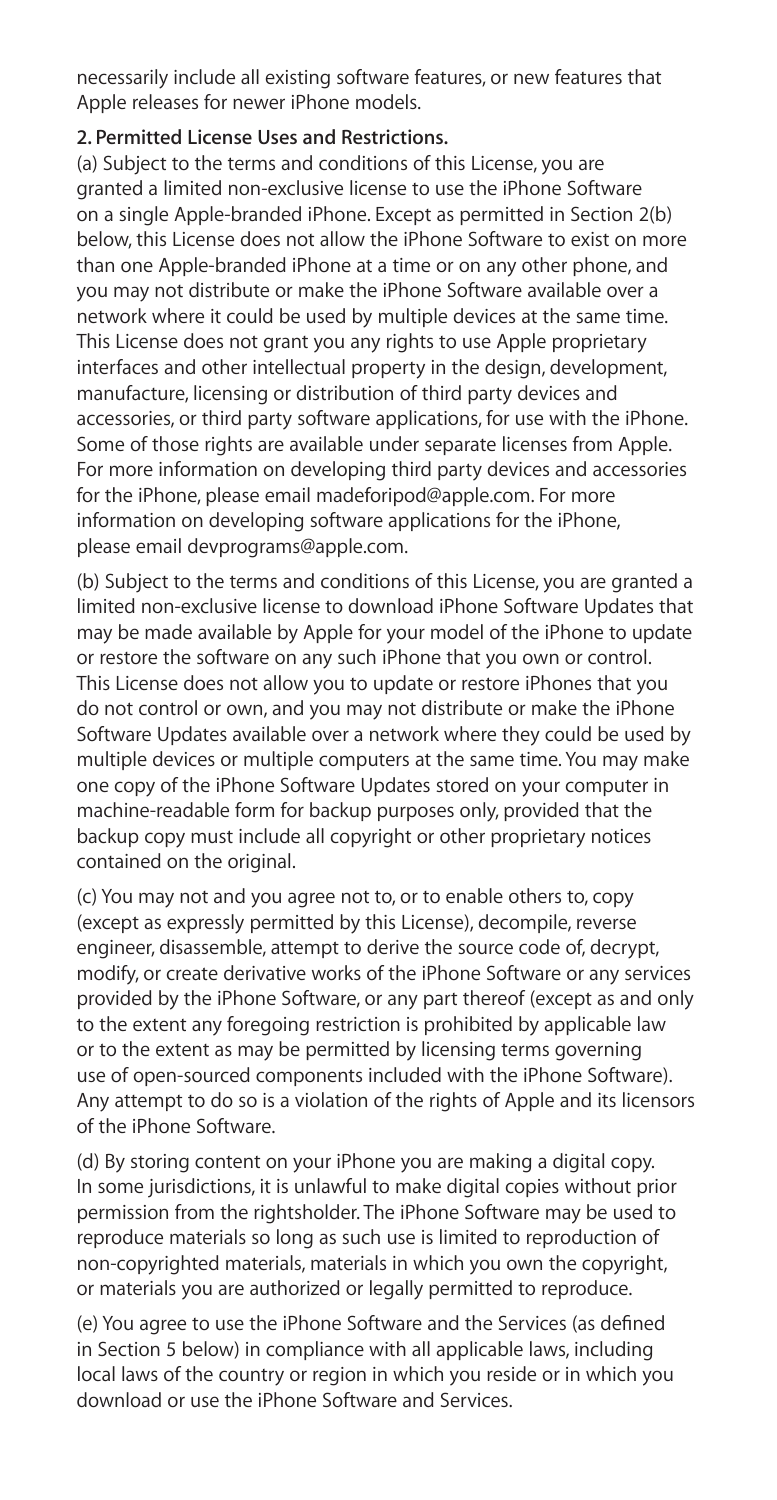necessarily include all existing software features, or new features that Apple releases for newer iPhone models.

**2. Permitted License Uses and Restrictions.**

(a) Subject to the terms and conditions of this License, you are granted a limited non-exclusive license to use the iPhone Software on a single Apple-branded iPhone. Except as permitted in Section 2(b) below, this License does not allow the iPhone Software to exist on more than one Apple-branded iPhone at a time or on any other phone, and you may not distribute or make the iPhone Software available over a network where it could be used by multiple devices at the same time. This License does not grant you any rights to use Apple proprietary interfaces and other intellectual property in the design, development, manufacture, licensing or distribution of third party devices and accessories, or third party software applications, for use with the iPhone. Some of those rights are available under separate licenses from Apple. For more information on developing third party devices and accessories for the iPhone, please email madeforipod@apple.com. For more information on developing software applications for the iPhone, please email devprograms@apple.com.

(b) Subject to the terms and conditions of this License, you are granted a limited non-exclusive license to download iPhone Software Updates that may be made available by Apple for your model of the iPhone to update or restore the software on any such iPhone that you own or control. This License does not allow you to update or restore iPhones that you do not control or own, and you may not distribute or make the iPhone Software Updates available over a network where they could be used by multiple devices or multiple computers at the same time. You may make one copy of the iPhone Software Updates stored on your computer in machine-readable form for backup purposes only, provided that the backup copy must include all copyright or other proprietary notices contained on the original.

(c) You may not and you agree not to, or to enable others to, copy (except as expressly permitted by this License), decompile, reverse engineer, disassemble, attempt to derive the source code of, decrypt, modify, or create derivative works of the iPhone Software or any services provided by the iPhone Software, or any part thereof (except as and only to the extent any foregoing restriction is prohibited by applicable law or to the extent as may be permitted by licensing terms governing use of open-sourced components included with the iPhone Software). Any attempt to do so is a violation of the rights of Apple and its licensors of the iPhone Software.

(d) By storing content on your iPhone you are making a digital copy. In some jurisdictions, it is unlawful to make digital copies without prior permission from the rightsholder. The iPhone Software may be used to reproduce materials so long as such use is limited to reproduction of non-copyrighted materials, materials in which you own the copyright, or materials you are authorized or legally permitted to reproduce.

(e) You agree to use the iPhone Software and the Services (as defined in Section 5 below) in compliance with all applicable laws, including local laws of the country or region in which you reside or in which you download or use the iPhone Software and Services.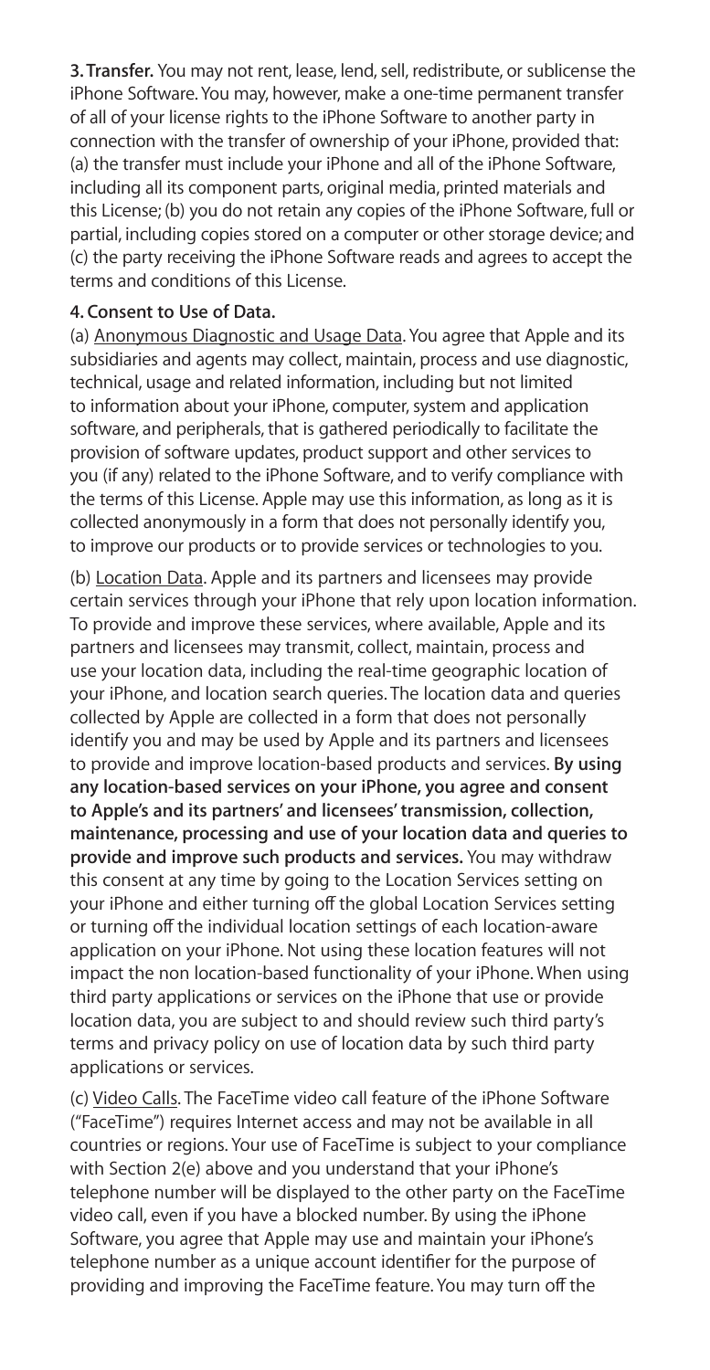**3. Transfer.** You may not rent, lease, lend, sell, redistribute, or sublicense the iPhone Software. You may, however, make a one-time permanent transfer of all of your license rights to the iPhone Software to another party in connection with the transfer of ownership of your iPhone, provided that: (a) the transfer must include your iPhone and all of the iPhone Software, including all its component parts, original media, printed materials and this License; (b) you do not retain any copies of the iPhone Software, full or partial, including copies stored on a computer or other storage device; and (c) the party receiving the iPhone Software reads and agrees to accept the terms and conditions of this License.

**4. Consent to Use of Data.**

(a) Anonymous Diagnostic and Usage Data. You agree that Apple and its subsidiaries and agents may collect, maintain, process and use diagnostic, technical, usage and related information, including but not limited to information about your iPhone, computer, system and application software, and peripherals, that is gathered periodically to facilitate the provision of software updates, product support and other services to you (if any) related to the iPhone Software, and to verify compliance with the terms of this License. Apple may use this information, as long as it is collected anonymously in a form that does not personally identify you, to improve our products or to provide services or technologies to you.

(b) Location Data. Apple and its partners and licensees may provide certain services through your iPhone that rely upon location information. To provide and improve these services, where available, Apple and its partners and licensees may transmit, collect, maintain, process and use your location data, including the real-time geographic location of your iPhone, and location search queries. The location data and queries collected by Apple are collected in a form that does not personally identify you and may be used by Apple and its partners and licensees to provide and improve location-based products and services. **By using any location-based services on your iPhone, you agree and consent to Apple's and its partners' and licensees' transmission, collection, maintenance, processing and use of your location data and queries to provide and improve such products and services.** You may withdraw this consent at any time by going to the Location Services setting on your iPhone and either turning off the global Location Services setting or turning off the individual location settings of each location-aware application on your iPhone. Not using these location features will not impact the non location-based functionality of your iPhone. When using third party applications or services on the iPhone that use or provide location data, you are subject to and should review such third party's terms and privacy policy on use of location data by such third party applications or services.

(c) Video Calls. The FaceTime video call feature of the iPhone Software ("FaceTime") requires Internet access and may not be available in all countries or regions. Your use of FaceTime is subject to your compliance with Section 2(e) above and you understand that your iPhone's telephone number will be displayed to the other party on the FaceTime video call, even if you have a blocked number. By using the iPhone Software, you agree that Apple may use and maintain your iPhone's telephone number as a unique account identifier for the purpose of providing and improving the FaceTime feature. You may turn off the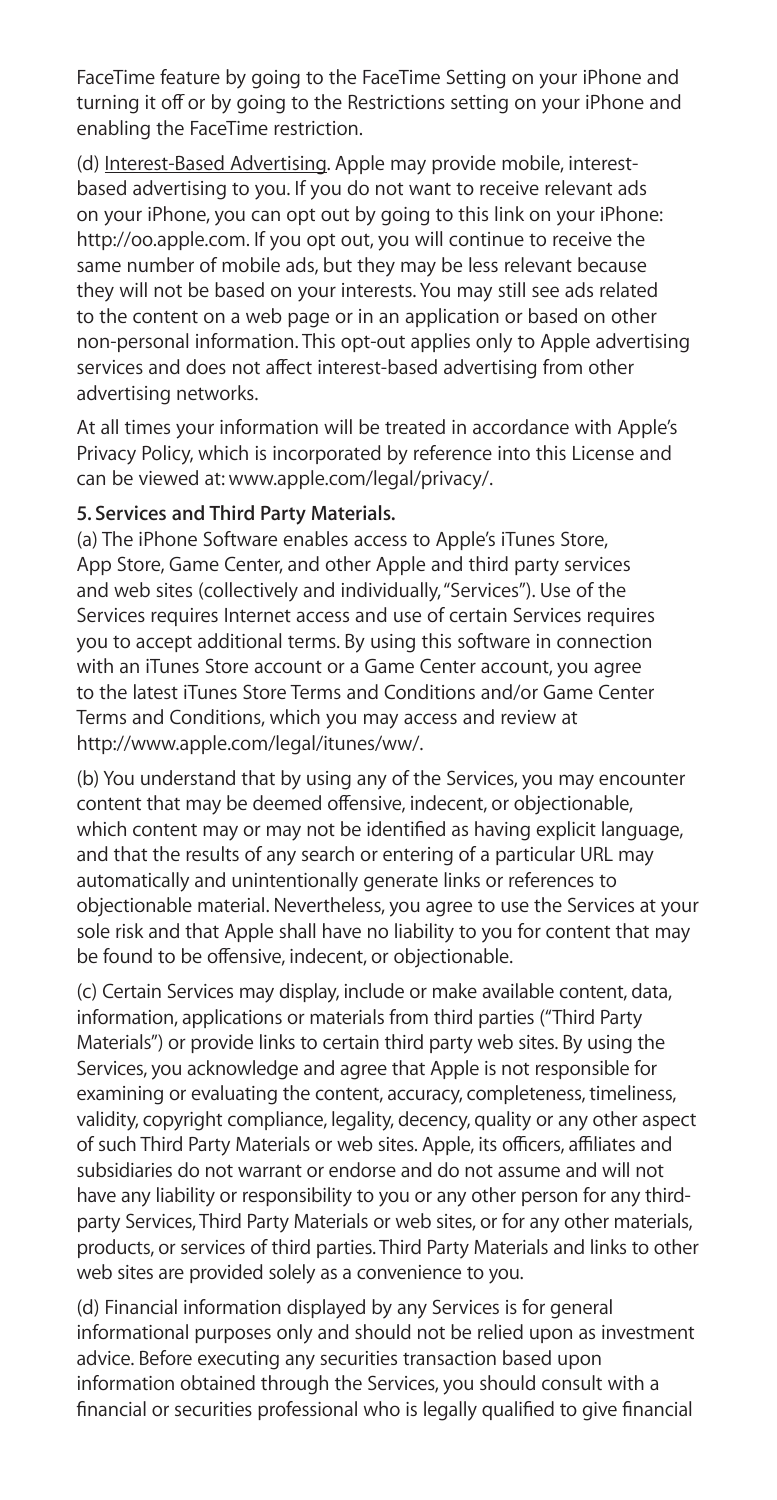FaceTime feature by going to the FaceTime Setting on your iPhone and turning it off or by going to the Restrictions setting on your iPhone and enabling the FaceTime restriction.

(d) Interest-Based Advertising. Apple may provide mobile, interest-based advertising to you. If you do not want to receive relevant ads on your iPhone, you can opt out by going to this link on your iPhone: http://oo.apple.com. If you opt out, you will continue to receive the same number of mobile ads, but they may be less relevant because they will not be based on your interests. You may still see ads related to the content on a web page or in an application or based on other non-personal information. This opt-out applies only to Apple advertising services and does not affect interest-based advertising from other advertising networks.

At all times your information will be treated in accordance with Apple's Privacy Policy, which is incorporated by reference into this License and can be viewed at: www.apple.com/legal/privacy/.

**5. Services and Third Party Materials.**

(a) The iPhone Software enables access to Apple's iTunes Store, App Store, Game Center, and other Apple and third party services and web sites (collectively and individually, "Services"). Use of the Services requires Internet access and use of certain Services requires you to accept additional terms. By using this software in connection with an iTunes Store account or a Game Center account, you agree to the latest iTunes Store Terms and Conditions and/or Game Center Terms and Conditions, which you may access and review at http://www.apple.com/legal/itunes/ww/.

(b) You understand that by using any of the Services, you may encounter content that may be deemed offensive, indecent, or objectionable, which content may or may not be identified as having explicit language, and that the results of any search or entering of a particular URL may automatically and unintentionally generate links or references to objectionable material. Nevertheless, you agree to use the Services at your sole risk and that Apple shall have no liability to you for content that may be found to be offensive, indecent, or objectionable.

(c) Certain Services may display, include or make available content, data, information, applications or materials from third parties ("Third Party Materials") or provide links to certain third party web sites. By using the Services, you acknowledge and agree that Apple is not responsible for examining or evaluating the content, accuracy, completeness, timeliness, validity, copyright compliance, legality, decency, quality or any other aspect of such Third Party Materials or web sites. Apple, its officers, affiliates and subsidiaries do not warrant or endorse and do not assume and will not have any liability or responsibility to you or any other person for any third-party Services, Third Party Materials or web sites, or for any other materials, products, or services of third parties. Third Party Materials and links to other web sites are provided solely as a convenience to you.

(d) Financial information displayed by any Services is for general informational purposes only and should not be relied upon as investment advice. Before executing any securities transaction based upon information obtained through the Services, you should consult with a financial or securities professional who is legally qualified to give financial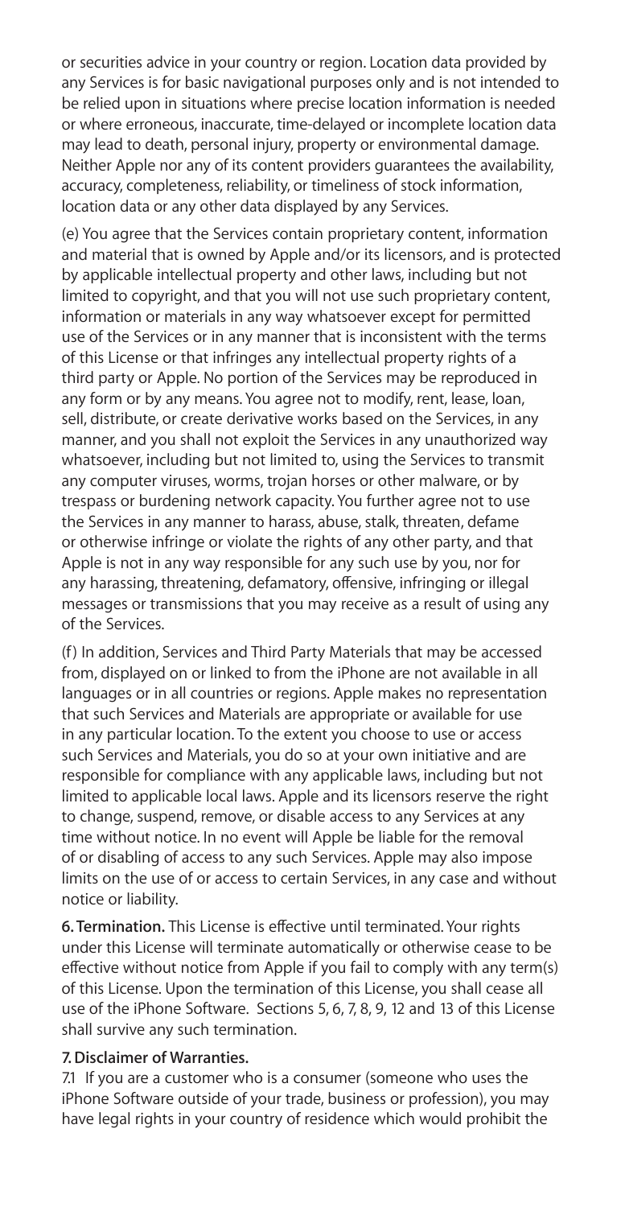or securities advice in your country or region. Location data provided by any Services is for basic navigational purposes only and is not intended to be relied upon in situations where precise location information is needed or where erroneous, inaccurate, time-delayed or incomplete location data may lead to death, personal injury, property or environmental damage. Neither Apple nor any of its content providers guarantees the availability, accuracy, completeness, reliability, or timeliness of stock information, location data or any other data displayed by any Services.

(e) You agree that the Services contain proprietary content, information and material that is owned by Apple and/or its licensors, and is protected by applicable intellectual property and other laws, including but not limited to copyright, and that you will not use such proprietary content, information or materials in any way whatsoever except for permitted use of the Services or in any manner that is inconsistent with the terms of this License or that infringes any intellectual property rights of a third party or Apple. No portion of the Services may be reproduced in any form or by any means. You agree not to modify, rent, lease, loan, sell, distribute, or create derivative works based on the Services, in any manner, and you shall not exploit the Services in any unauthorized way whatsoever, including but not limited to, using the Services to transmit any computer viruses, worms, trojan horses or other malware, or by trespass or burdening network capacity. You further agree not to use the Services in any manner to harass, abuse, stalk, threaten, defame or otherwise infringe or violate the rights of any other party, and that Apple is not in any way responsible for any such use by you, nor for any harassing, threatening, defamatory, offensive, infringing or illegal messages or transmissions that you may receive as a result of using any of the Services.

(f) In addition, Services and Third Party Materials that may be accessed from, displayed on or linked to from the iPhone are not available in all languages or in all countries or regions. Apple makes no representation that such Services and Materials are appropriate or available for use in any particular location. To the extent you choose to use or access such Services and Materials, you do so at your own initiative and are responsible for compliance with any applicable laws, including but not limited to applicable local laws. Apple and its licensors reserve the right to change, suspend, remove, or disable access to any Services at any time without notice. In no event will Apple be liable for the removal of or disabling of access to any such Services. Apple may also impose limits on the use of or access to certain Services, in any case and without notice or liability.

**6. Termination.** This License is effective until terminated. Your rights under this License will terminate automatically or otherwise cease to be effective without notice from Apple if you fail to comply with any term(s) of this License. Upon the termination of this License, you shall cease all use of the iPhone Software. Sections 5, 6, 7, 8, 9, 12 and 13 of this License shall survive any such termination.

**7. Disclaimer of Warranties.**

7.1 If you are a customer who is a consumer (someone who uses the iPhone Software outside of your trade, business or profession), you may have legal rights in your country of residence which would prohibit the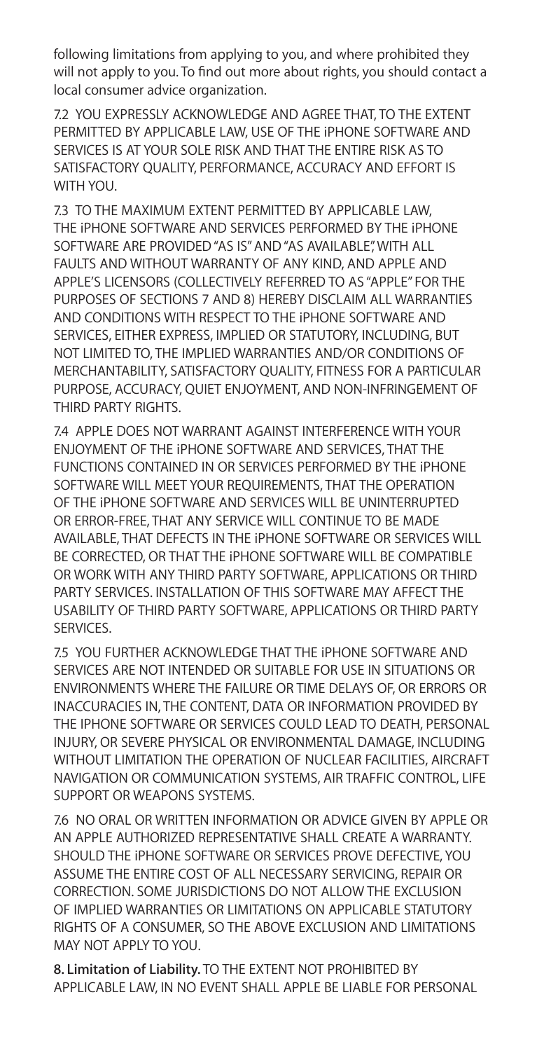following limitations from applying to you, and where prohibited they will not apply to you. To find out more about rights, you should contact a local consumer advice organization.

7.2 YOU EXPRESSLY ACKNOWLEDGE AND AGREE THAT, TO THE EXTENT PERMITTED BY APPLICABLE LAW, USE OF THE iPHONE SOFTWARE AND SERVICES IS AT YOUR SOLE RISK AND THAT THE ENTIRE RISK AS TO SATISFACTORY QUALITY, PERFORMANCE, ACCURACY AND EFFORT IS WITH YOU.

7.3 TO THE MAXIMUM EXTENT PERMITTED BY APPLICABLE LAW, THE iPHONE SOFTWARE AND SERVICES PERFORMED BY THE iPHONE SOFTWARE ARE PROVIDED "AS IS" AND "AS AVAILABLE", WITH ALL FAULTS AND WITHOUT WARRANTY OF ANY KIND, AND APPLE AND APPLE'S LICENSORS (COLLECTIVELY REFERRED TO AS "APPLE" FOR THE PURPOSES OF SECTIONS 7 AND 8) HEREBY DISCLAIM ALL WARRANTIES AND CONDITIONS WITH RESPECT TO THE iPHONE SOFTWARE AND SERVICES, EITHER EXPRESS, IMPLIED OR STATUTORY, INCLUDING, BUT NOT LIMITED TO, THE IMPLIED WARRANTIES AND/OR CONDITIONS OF MERCHANTABILITY, SATISFACTORY QUALITY, FITNESS FOR A PARTICULAR PURPOSE, ACCURACY, QUIET ENJOYMENT, AND NON-INFRINGEMENT OF THIRD PARTY RIGHTS.

7.4 APPLE DOES NOT WARRANT AGAINST INTERFERENCE WITH YOUR ENJOYMENT OF THE iPHONE SOFTWARE AND SERVICES, THAT THE FUNCTIONS CONTAINED IN OR SERVICES PERFORMED BY THE iPHONE SOFTWARE WILL MEET YOUR REQUIREMENTS, THAT THE OPERATION OF THE iPHONE SOFTWARE AND SERVICES WILL BE UNINTERRUPTED OR ERROR-FREE, THAT ANY SERVICE WILL CONTINUE TO BE MADE AVAILABLE, THAT DEFECTS IN THE iPHONE SOFTWARE OR SERVICES WILL BE CORRECTED, OR THAT THE iPHONE SOFTWARE WILL BE COMPATIBLE OR WORK WITH ANY THIRD PARTY SOFTWARE, APPLICATIONS OR THIRD PARTY SERVICES. INSTALLATION OF THIS SOFTWARE MAY AFFECT THE USABILITY OF THIRD PARTY SOFTWARE, APPLICATIONS OR THIRD PARTY SERVICES.

7.5 YOU FURTHER ACKNOWLEDGE THAT THE iPHONE SOFTWARE AND SERVICES ARE NOT INTENDED OR SUITABLE FOR USE IN SITUATIONS OR ENVIRONMENTS WHERE THE FAILURE OR TIME DELAYS OF, OR ERRORS OR INACCURACIES IN, THE CONTENT, DATA OR INFORMATION PROVIDED BY THE IPHONE SOFTWARE OR SERVICES COULD LEAD TO DEATH, PERSONAL INJURY, OR SEVERE PHYSICAL OR ENVIRONMENTAL DAMAGE, INCLUDING WITHOUT LIMITATION THE OPERATION OF NUCLEAR FACILITIES, AIRCRAFT NAVIGATION OR COMMUNICATION SYSTEMS, AIR TRAFFIC CONTROL, LIFE SUPPORT OR WEAPONS SYSTEMS.

7.6 NO ORAL OR WRITTEN INFORMATION OR ADVICE GIVEN BY APPLE OR AN APPLE AUTHORIZED REPRESENTATIVE SHALL CREATE A WARRANTY. SHOULD THE iPHONE SOFTWARE OR SERVICES PROVE DEFECTIVE, YOU ASSUME THE ENTIRE COST OF ALL NECESSARY SERVICING, REPAIR OR CORRECTION. SOME JURISDICTIONS DO NOT ALLOW THE EXCLUSION OF IMPLIED WARRANTIES OR LIMITATIONS ON APPLICABLE STATUTORY RIGHTS OF A CONSUMER, SO THE ABOVE EXCLUSION AND LIMITATIONS MAY NOT APPLY TO YOU.

**8. Limitation of Liability.** TO THE EXTENT NOT PROHIBITED BY APPLICABLE LAW, IN NO EVENT SHALL APPLE BE LIABLE FOR PERSONAL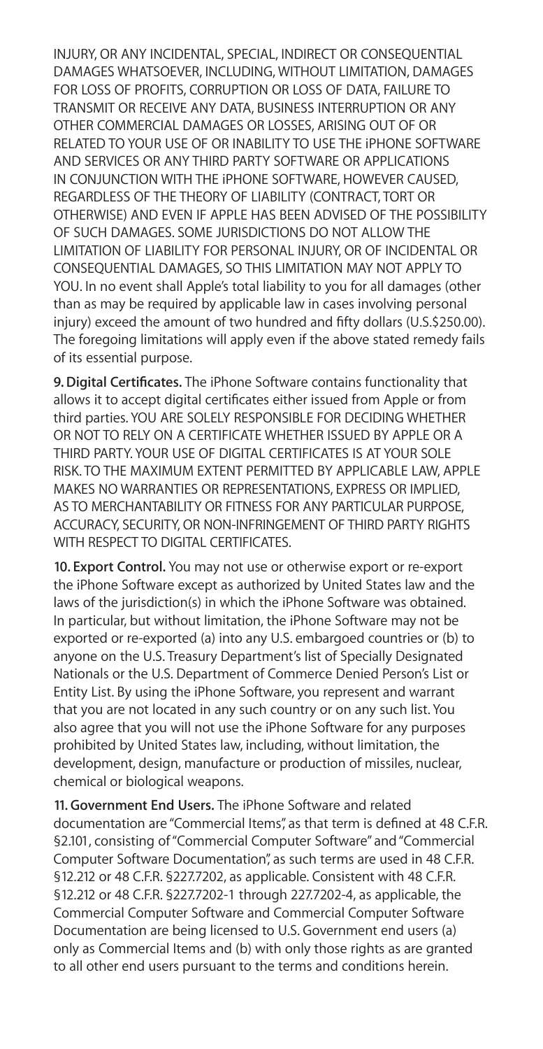INJURY, OR ANY INCIDENTAL, SPECIAL, INDIRECT OR CONSEQUENTIAL DAMAGES WHATSOEVER, INCLUDING, WITHOUT LIMITATION, DAMAGES FOR LOSS OF PROFITS, CORRUPTION OR LOSS OF DATA, FAILURE TO TRANSMIT OR RECEIVE ANY DATA, BUSINESS INTERRUPTION OR ANY OTHER COMMERCIAL DAMAGES OR LOSSES, ARISING OUT OF OR RELATED TO YOUR USE OF OR INABILITY TO USE THE iPHONE SOFTWARE AND SERVICES OR ANY THIRD PARTY SOFTWARE OR APPLICATIONS IN CONJUNCTION WITH THE iPHONE SOFTWARE, HOWEVER CAUSED, REGARDLESS OF THE THEORY OF LIABILITY (CONTRACT, TORT OR OTHERWISE) AND EVEN IF APPLE HAS BEEN ADVISED OF THE POSSIBILITY OF SUCH DAMAGES. SOME JURISDICTIONS DO NOT ALLOW THE LIMITATION OF LIABILITY FOR PERSONAL INJURY, OR OF INCIDENTAL OR CONSEQUENTIAL DAMAGES, SO THIS LIMITATION MAY NOT APPLY TO YOU. In no event shall Apple's total liability to you for all damages (other than as may be required by applicable law in cases involving personal injury) exceed the amount of two hundred and fifty dollars (U.S.$250.00). The foregoing limitations will apply even if the above stated remedy fails of its essential purpose.

**9. Digital Certificates.** The iPhone Software contains functionality that allows it to accept digital certificates either issued from Apple or from third parties. YOU ARE SOLELY RESPONSIBLE FOR DECIDING WHETHER OR NOT TO RELY ON A CERTIFICATE WHETHER ISSUED BY APPLE OR A THIRD PARTY. YOUR USE OF DIGITAL CERTIFICATES IS AT YOUR SOLE RISK. TO THE MAXIMUM EXTENT PERMITTED BY APPLICABLE LAW, APPLE MAKES NO WARRANTIES OR REPRESENTATIONS, EXPRESS OR IMPLIED, AS TO MERCHANTABILITY OR FITNESS FOR ANY PARTICULAR PURPOSE, ACCURACY, SECURITY, OR NON-INFRINGEMENT OF THIRD PARTY RIGHTS WITH RESPECT TO DIGITAL CERTIFICATES.

**10. Export Control.** You may not use or otherwise export or re-export the iPhone Software except as authorized by United States law and the laws of the jurisdiction(s) in which the iPhone Software was obtained. In particular, but without limitation, the iPhone Software may not be exported or re-exported (a) into any U.S. embargoed countries or (b) to anyone on the U.S. Treasury Department's list of Specially Designated Nationals or the U.S. Department of Commerce Denied Person's List or Entity List. By using the iPhone Software, you represent and warrant that you are not located in any such country or on any such list. You also agree that you will not use the iPhone Software for any purposes prohibited by United States law, including, without limitation, the development, design, manufacture or production of missiles, nuclear, chemical or biological weapons.

**11. Government End Users.** The iPhone Software and related documentation are "Commercial Items", as that term is defined at 48 C.F.R. §2.101, consisting of "Commercial Computer Software" and "Commercial Computer Software Documentation", as such terms are used in 48 C.F.R. §12.212 or 48 C.F.R. §227.7202, as applicable. Consistent with 48 C.F.R. §12.212 or 48 C.F.R. §227.7202-1 through 227.7202-4, as applicable, the Commercial Computer Software and Commercial Computer Software Documentation are being licensed to U.S. Government end users (a) only as Commercial Items and (b) with only those rights as are granted to all other end users pursuant to the terms and conditions herein.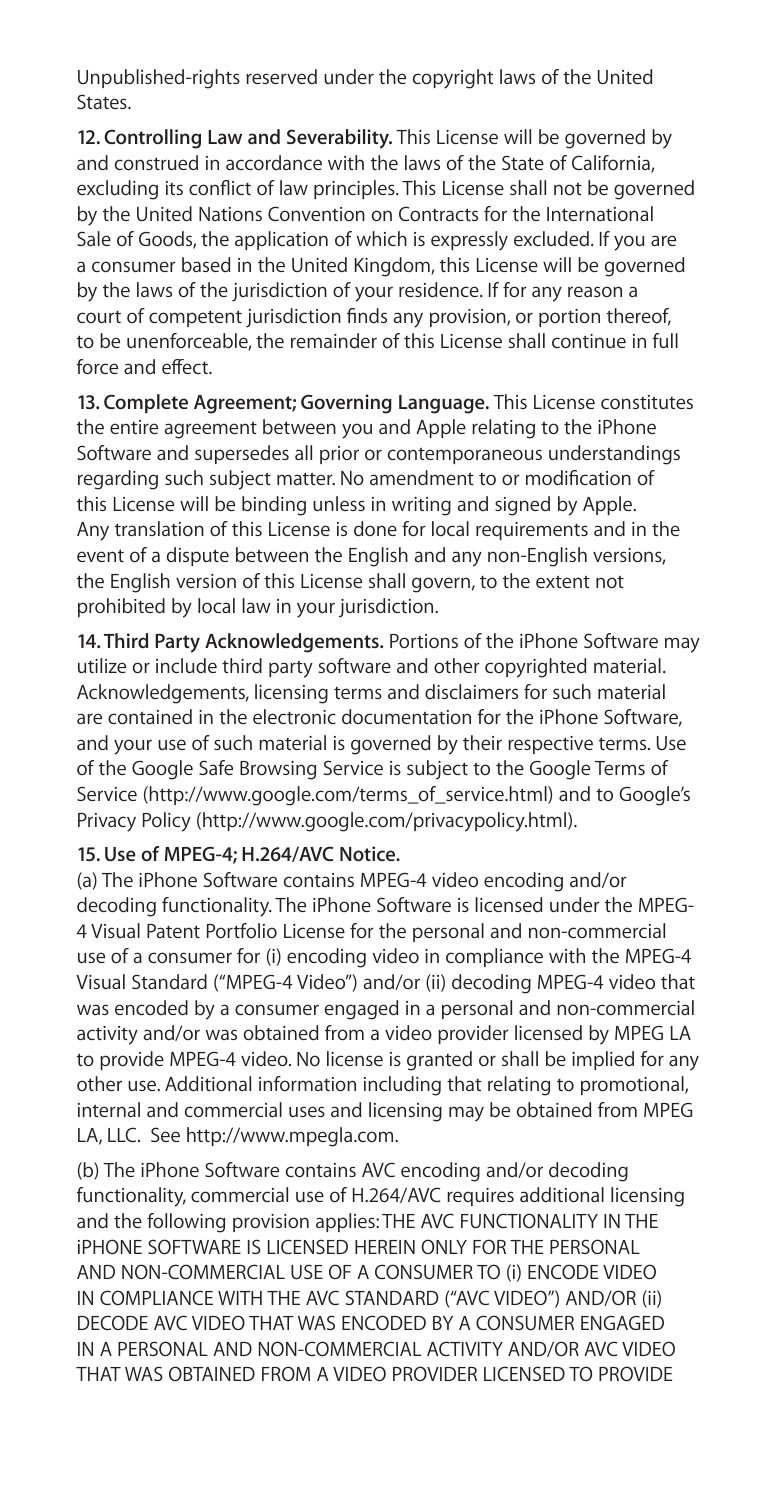Unpublished-rights reserved under the copyright laws of the United States.

**12. Controlling Law and Severability.** This License will be governed by and construed in accordance with the laws of the State of California, excluding its conflict of law principles. This License shall not be governed by the United Nations Convention on Contracts for the International Sale of Goods, the application of which is expressly excluded. If you are a consumer based in the United Kingdom, this License will be governed by the laws of the jurisdiction of your residence. If for any reason a court of competent jurisdiction finds any provision, or portion thereof, to be unenforceable, the remainder of this License shall continue in full force and effect.

**13. Complete Agreement; Governing Language.** This License constitutes the entire agreement between you and Apple relating to the iPhone Software and supersedes all prior or contemporaneous understandings regarding such subject matter. No amendment to or modification of this License will be binding unless in writing and signed by Apple. Any translation of this License is done for local requirements and in the event of a dispute between the English and any non-English versions, the English version of this License shall govern, to the extent not prohibited by local law in your jurisdiction.

**14. Third Party Acknowledgements.** Portions of the iPhone Software may utilize or include third party software and other copyrighted material. Acknowledgements, licensing terms and disclaimers for such material are contained in the electronic documentation for the iPhone Software, and your use of such material is governed by their respective terms. Use of the Google Safe Browsing Service is subject to the Google Terms of Service (http://www.google.com/terms_of_service.html) and to Google's Privacy Policy (http://www.google.com/privacypolicy.html).

**15. Use of MPEG-4; H.264/AVC Notice.**

(a) The iPhone Software contains MPEG-4 video encoding and/or decoding functionality. The iPhone Software is licensed under the MPEG-4 Visual Patent Portfolio License for the personal and non-commercial use of a consumer for (i) encoding video in compliance with the MPEG-4 Visual Standard ("MPEG-4 Video") and/or (ii) decoding MPEG-4 video that was encoded by a consumer engaged in a personal and non-commercial activity and/or was obtained from a video provider licensed by MPEG LA to provide MPEG-4 video. No license is granted or shall be implied for any other use. Additional information including that relating to promotional, internal and commercial uses and licensing may be obtained from MPEG LA, LLC. See http://www.mpegla.com.

(b) The iPhone Software contains AVC encoding and/or decoding functionality, commercial use of H.264/AVC requires additional licensing and the following provision applies: THE AVC FUNCTIONALITY IN THE iPHONE SOFTWARE IS LICENSED HEREIN ONLY FOR THE PERSONAL AND NON-COMMERCIAL USE OF A CONSUMER TO (i) ENCODE VIDEO IN COMPLIANCE WITH THE AVC STANDARD ("AVC VIDEO") AND/OR (ii) DECODE AVC VIDEO THAT WAS ENCODED BY A CONSUMER ENGAGED IN A PERSONAL AND NON-COMMERCIAL ACTIVITY AND/OR AVC VIDEO THAT WAS OBTAINED FROM A VIDEO PROVIDER LICENSED TO PROVIDE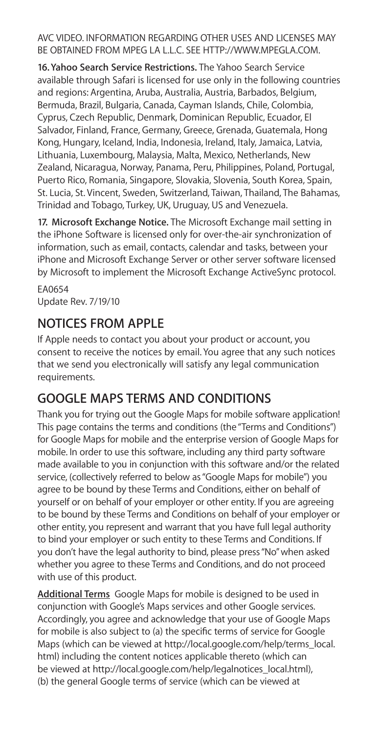AVC VIDEO. INFORMATION REGARDING OTHER USES AND LICENSES MAY BE OBTAINED FROM MPEG LA L.L.C. SEE HTTP://WWW.MPEGLA.COM.

**16. Yahoo Search Service Restrictions.** The Yahoo Search Service available through Safari is licensed for use only in the following countries and regions: Argentina, Aruba, Australia, Austria, Barbados, Belgium, Bermuda, Brazil, Bulgaria, Canada, Cayman Islands, Chile, Colombia, Cyprus, Czech Republic, Denmark, Dominican Republic, Ecuador, El Salvador, Finland, France, Germany, Greece, Grenada, Guatemala, Hong Kong, Hungary, Iceland, India, Indonesia, Ireland, Italy, Jamaica, Latvia, Lithuania, Luxembourg, Malaysia, Malta, Mexico, Netherlands, New Zealand, Nicaragua, Norway, Panama, Peru, Philippines, Poland, Portugal, Puerto Rico, Romania, Singapore, Slovakia, Slovenia, South Korea, Spain, St. Lucia, St. Vincent, Sweden, Switzerland, Taiwan, Thailand, The Bahamas, Trinidad and Tobago, Turkey, UK, Uruguay, US and Venezuela.

**17. Microsoft Exchange Notice.** The Microsoft Exchange mail setting in the iPhone Software is licensed only for over-the-air synchronization of information, such as email, contacts, calendar and tasks, between your iPhone and Microsoft Exchange Server or other server software licensed by Microsoft to implement the Microsoft Exchange ActiveSync protocol.

EA0654
Update Rev. 7/19/10

## NOTICES FROM APPLE

If Apple needs to contact you about your product or account, you consent to receive the notices by email. You agree that any such notices that we send you electronically will satisfy any legal communication requirements.

## GOOGLE MAPS TERMS AND CONDITIONS

Thank you for trying out the Google Maps for mobile software application! This page contains the terms and conditions (the "Terms and Conditions") for Google Maps for mobile and the enterprise version of Google Maps for mobile. In order to use this software, including any third party software made available to you in conjunction with this software and/or the related service, (collectively referred to below as "Google Maps for mobile") you agree to be bound by these Terms and Conditions, either on behalf of yourself or on behalf of your employer or other entity. If you are agreeing to be bound by these Terms and Conditions on behalf of your employer or other entity, you represent and warrant that you have full legal authority to bind your employer or such entity to these Terms and Conditions. If you don't have the legal authority to bind, please press "No" when asked whether you agree to these Terms and Conditions, and do not proceed with use of this product.

**Additional Terms** Google Maps for mobile is designed to be used in conjunction with Google's Maps services and other Google services. Accordingly, you agree and acknowledge that your use of Google Maps for mobile is also subject to (a) the specific terms of service for Google Maps (which can be viewed at http://local.google.com/help/terms_local.html) including the content notices applicable thereto (which can be viewed at http://local.google.com/help/legalnotices_local.html), (b) the general Google terms of service (which can be viewed at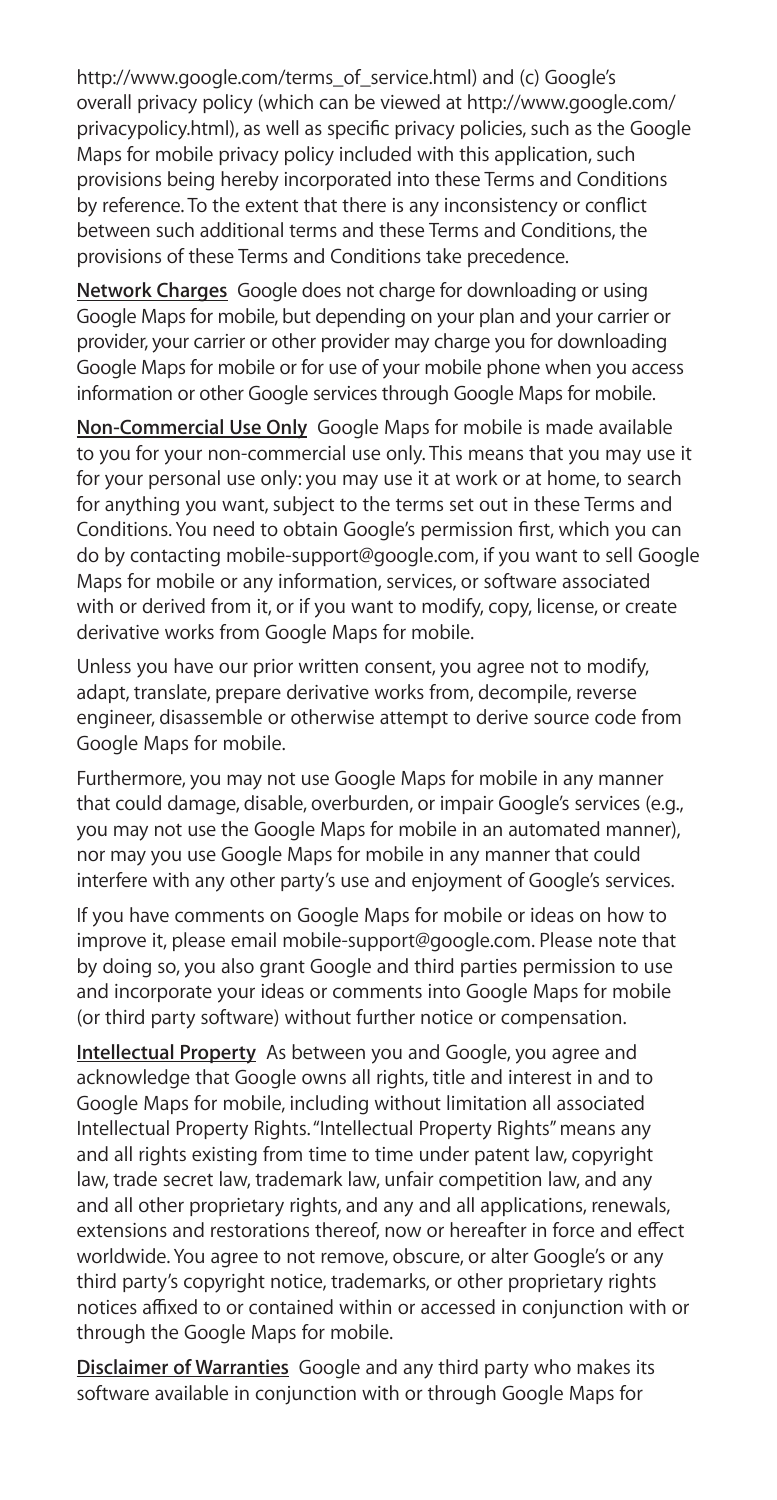http://www.google.com/terms_of_service.html) and (c) Google's overall privacy policy (which can be viewed at http://www.google.com/privacypolicy.html), as well as specific privacy policies, such as the Google Maps for mobile privacy policy included with this application, such provisions being hereby incorporated into these Terms and Conditions by reference. To the extent that there is any inconsistency or conflict between such additional terms and these Terms and Conditions, the provisions of these Terms and Conditions take precedence.

**Network Charges** Google does not charge for downloading or using Google Maps for mobile, but depending on your plan and your carrier or provider, your carrier or other provider may charge you for downloading Google Maps for mobile or for use of your mobile phone when you access information or other Google services through Google Maps for mobile.

**Non-Commercial Use Only** Google Maps for mobile is made available to you for your non-commercial use only. This means that you may use it for your personal use only: you may use it at work or at home, to search for anything you want, subject to the terms set out in these Terms and Conditions. You need to obtain Google's permission first, which you can do by contacting mobile-support@google.com, if you want to sell Google Maps for mobile or any information, services, or software associated with or derived from it, or if you want to modify, copy, license, or create derivative works from Google Maps for mobile.

Unless you have our prior written consent, you agree not to modify, adapt, translate, prepare derivative works from, decompile, reverse engineer, disassemble or otherwise attempt to derive source code from Google Maps for mobile.

Furthermore, you may not use Google Maps for mobile in any manner that could damage, disable, overburden, or impair Google's services (e.g., you may not use the Google Maps for mobile in an automated manner), nor may you use Google Maps for mobile in any manner that could interfere with any other party's use and enjoyment of Google's services.

If you have comments on Google Maps for mobile or ideas on how to improve it, please email mobile-support@google.com. Please note that by doing so, you also grant Google and third parties permission to use and incorporate your ideas or comments into Google Maps for mobile (or third party software) without further notice or compensation.

**Intellectual Property** As between you and Google, you agree and acknowledge that Google owns all rights, title and interest in and to Google Maps for mobile, including without limitation all associated Intellectual Property Rights. "Intellectual Property Rights" means any and all rights existing from time to time under patent law, copyright law, trade secret law, trademark law, unfair competition law, and any and all other proprietary rights, and any and all applications, renewals, extensions and restorations thereof, now or hereafter in force and effect worldwide. You agree to not remove, obscure, or alter Google's or any third party's copyright notice, trademarks, or other proprietary rights notices affixed to or contained within or accessed in conjunction with or through the Google Maps for mobile.

**Disclaimer of Warranties** Google and any third party who makes its software available in conjunction with or through Google Maps for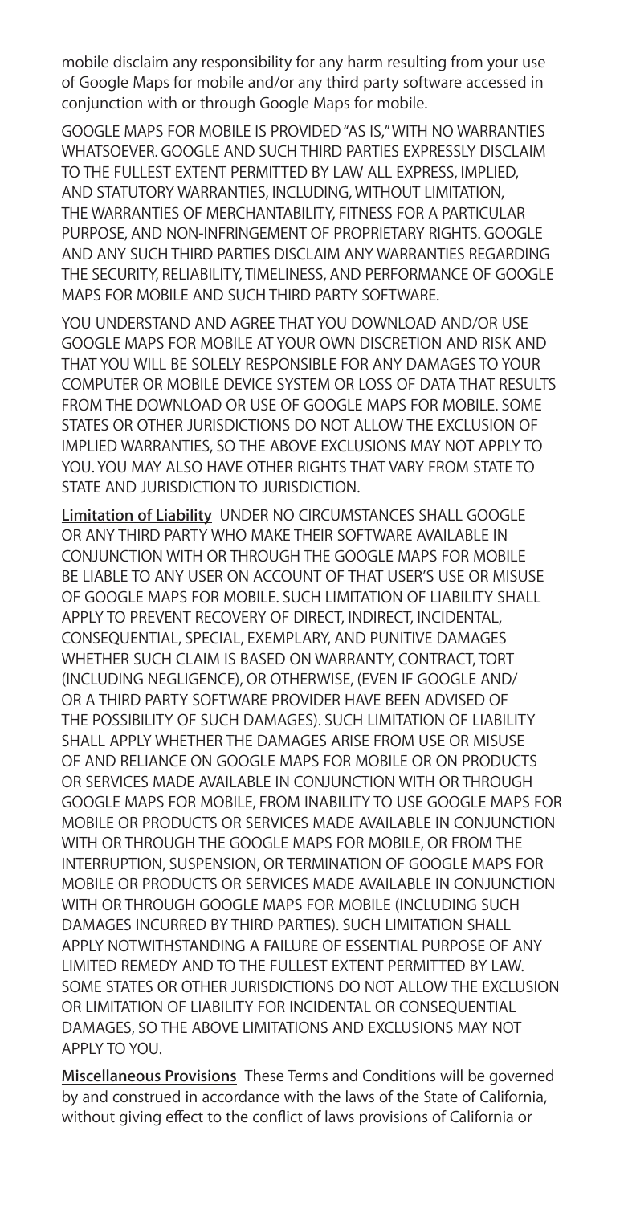mobile disclaim any responsibility for any harm resulting from your use of Google Maps for mobile and/or any third party software accessed in conjunction with or through Google Maps for mobile.

GOOGLE MAPS FOR MOBILE IS PROVIDED "AS IS," WITH NO WARRANTIES WHATSOEVER. GOOGLE AND SUCH THIRD PARTIES EXPRESSLY DISCLAIM TO THE FULLEST EXTENT PERMITTED BY LAW ALL EXPRESS, IMPLIED, AND STATUTORY WARRANTIES, INCLUDING, WITHOUT LIMITATION, THE WARRANTIES OF MERCHANTABILITY, FITNESS FOR A PARTICULAR PURPOSE, AND NON-INFRINGEMENT OF PROPRIETARY RIGHTS. GOOGLE AND ANY SUCH THIRD PARTIES DISCLAIM ANY WARRANTIES REGARDING THE SECURITY, RELIABILITY, TIMELINESS, AND PERFORMANCE OF GOOGLE MAPS FOR MOBILE AND SUCH THIRD PARTY SOFTWARE.

YOU UNDERSTAND AND AGREE THAT YOU DOWNLOAD AND/OR USE GOOGLE MAPS FOR MOBILE AT YOUR OWN DISCRETION AND RISK AND THAT YOU WILL BE SOLELY RESPONSIBLE FOR ANY DAMAGES TO YOUR COMPUTER OR MOBILE DEVICE SYSTEM OR LOSS OF DATA THAT RESULTS FROM THE DOWNLOAD OR USE OF GOOGLE MAPS FOR MOBILE. SOME STATES OR OTHER JURISDICTIONS DO NOT ALLOW THE EXCLUSION OF IMPLIED WARRANTIES, SO THE ABOVE EXCLUSIONS MAY NOT APPLY TO YOU. YOU MAY ALSO HAVE OTHER RIGHTS THAT VARY FROM STATE TO STATE AND JURISDICTION TO JURISDICTION.

**Limitation of Liability** UNDER NO CIRCUMSTANCES SHALL GOOGLE OR ANY THIRD PARTY WHO MAKE THEIR SOFTWARE AVAILABLE IN CONJUNCTION WITH OR THROUGH THE GOOGLE MAPS FOR MOBILE BE LIABLE TO ANY USER ON ACCOUNT OF THAT USER'S USE OR MISUSE OF GOOGLE MAPS FOR MOBILE. SUCH LIMITATION OF LIABILITY SHALL APPLY TO PREVENT RECOVERY OF DIRECT, INDIRECT, INCIDENTAL, CONSEQUENTIAL, SPECIAL, EXEMPLARY, AND PUNITIVE DAMAGES WHETHER SUCH CLAIM IS BASED ON WARRANTY, CONTRACT, TORT (INCLUDING NEGLIGENCE), OR OTHERWISE, (EVEN IF GOOGLE AND/ OR A THIRD PARTY SOFTWARE PROVIDER HAVE BEEN ADVISED OF THE POSSIBILITY OF SUCH DAMAGES). SUCH LIMITATION OF LIABILITY SHALL APPLY WHETHER THE DAMAGES ARISE FROM USE OR MISUSE OF AND RELIANCE ON GOOGLE MAPS FOR MOBILE OR ON PRODUCTS OR SERVICES MADE AVAILABLE IN CONJUNCTION WITH OR THROUGH GOOGLE MAPS FOR MOBILE, FROM INABILITY TO USE GOOGLE MAPS FOR MOBILE OR PRODUCTS OR SERVICES MADE AVAILABLE IN CONJUNCTION WITH OR THROUGH THE GOOGLE MAPS FOR MOBILE, OR FROM THE INTERRUPTION, SUSPENSION, OR TERMINATION OF GOOGLE MAPS FOR MOBILE OR PRODUCTS OR SERVICES MADE AVAILABLE IN CONJUNCTION WITH OR THROUGH GOOGLE MAPS FOR MOBILE (INCLUDING SUCH DAMAGES INCURRED BY THIRD PARTIES). SUCH LIMITATION SHALL APPLY NOTWITHSTANDING A FAILURE OF ESSENTIAL PURPOSE OF ANY LIMITED REMEDY AND TO THE FULLEST EXTENT PERMITTED BY LAW. SOME STATES OR OTHER JURISDICTIONS DO NOT ALLOW THE EXCLUSION OR LIMITATION OF LIABILITY FOR INCIDENTAL OR CONSEQUENTIAL DAMAGES, SO THE ABOVE LIMITATIONS AND EXCLUSIONS MAY NOT APPLY TO YOU.

**Miscellaneous Provisions** These Terms and Conditions will be governed by and construed in accordance with the laws of the State of California, without giving effect to the conflict of laws provisions of California or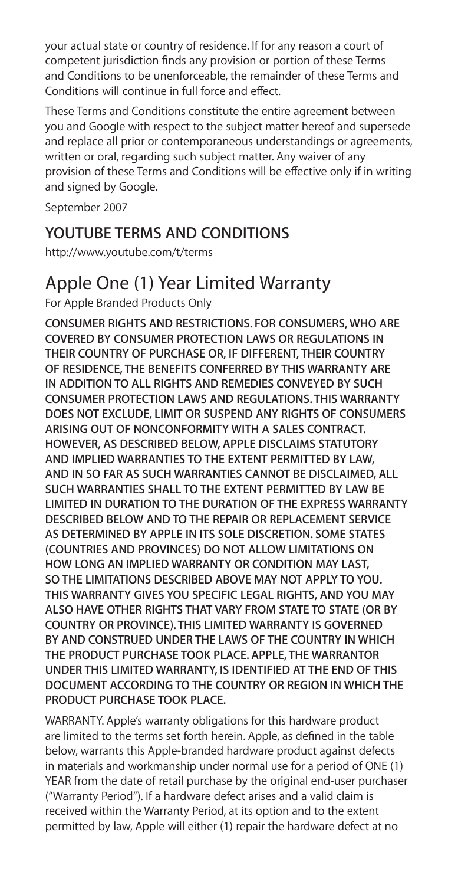your actual state or country of residence. If for any reason a court of competent jurisdiction finds any provision or portion of these Terms and Conditions to be unenforceable, the remainder of these Terms and Conditions will continue in full force and effect.

These Terms and Conditions constitute the entire agreement between you and Google with respect to the subject matter hereof and supersede and replace all prior or contemporaneous understandings or agreements, written or oral, regarding such subject matter. Any waiver of any provision of these Terms and Conditions will be effective only if in writing and signed by Google.

September 2007

## YOUTUBE TERMS AND CONDITIONS

http://www.youtube.com/t/terms

# Apple One (1) Year Limited Warranty

For Apple Branded Products Only

**CONSUMER RIGHTS AND RESTRICTIONS. FOR CONSUMERS, WHO ARE COVERED BY CONSUMER PROTECTION LAWS OR REGULATIONS IN THEIR COUNTRY OF PURCHASE OR, IF DIFFERENT, THEIR COUNTRY OF RESIDENCE, THE BENEFITS CONFERRED BY THIS WARRANTY ARE IN ADDITION TO ALL RIGHTS AND REMEDIES CONVEYED BY SUCH CONSUMER PROTECTION LAWS AND REGULATIONS. THIS WARRANTY DOES NOT EXCLUDE, LIMIT OR SUSPEND ANY RIGHTS OF CONSUMERS ARISING OUT OF NONCONFORMITY WITH A SALES CONTRACT. HOWEVER, AS DESCRIBED BELOW, APPLE DISCLAIMS STATUTORY AND IMPLIED WARRANTIES TO THE EXTENT PERMITTED BY LAW, AND IN SO FAR AS SUCH WARRANTIES CANNOT BE DISCLAIMED, ALL SUCH WARRANTIES SHALL TO THE EXTENT PERMITTED BY LAW BE LIMITED IN DURATION TO THE DURATION OF THE EXPRESS WARRANTY DESCRIBED BELOW AND TO THE REPAIR OR REPLACEMENT SERVICE AS DETERMINED BY APPLE IN ITS SOLE DISCRETION. SOME STATES (COUNTRIES AND PROVINCES) DO NOT ALLOW LIMITATIONS ON HOW LONG AN IMPLIED WARRANTY OR CONDITION MAY LAST, SO THE LIMITATIONS DESCRIBED ABOVE MAY NOT APPLY TO YOU. THIS WARRANTY GIVES YOU SPECIFIC LEGAL RIGHTS, AND YOU MAY ALSO HAVE OTHER RIGHTS THAT VARY FROM STATE TO STATE (OR BY COUNTRY OR PROVINCE). THIS LIMITED WARRANTY IS GOVERNED BY AND CONSTRUED UNDER THE LAWS OF THE COUNTRY IN WHICH THE PRODUCT PURCHASE TOOK PLACE. APPLE, THE WARRANTOR UNDER THIS LIMITED WARRANTY, IS IDENTIFIED AT THE END OF THIS DOCUMENT ACCORDING TO THE COUNTRY OR REGION IN WHICH THE PRODUCT PURCHASE TOOK PLACE.**

WARRANTY. Apple's warranty obligations for this hardware product are limited to the terms set forth herein. Apple, as defined in the table below, warrants this Apple-branded hardware product against defects in materials and workmanship under normal use for a period of ONE (1) YEAR from the date of retail purchase by the original end-user purchaser ("Warranty Period"). If a hardware defect arises and a valid claim is received within the Warranty Period, at its option and to the extent permitted by law, Apple will either (1) repair the hardware defect at no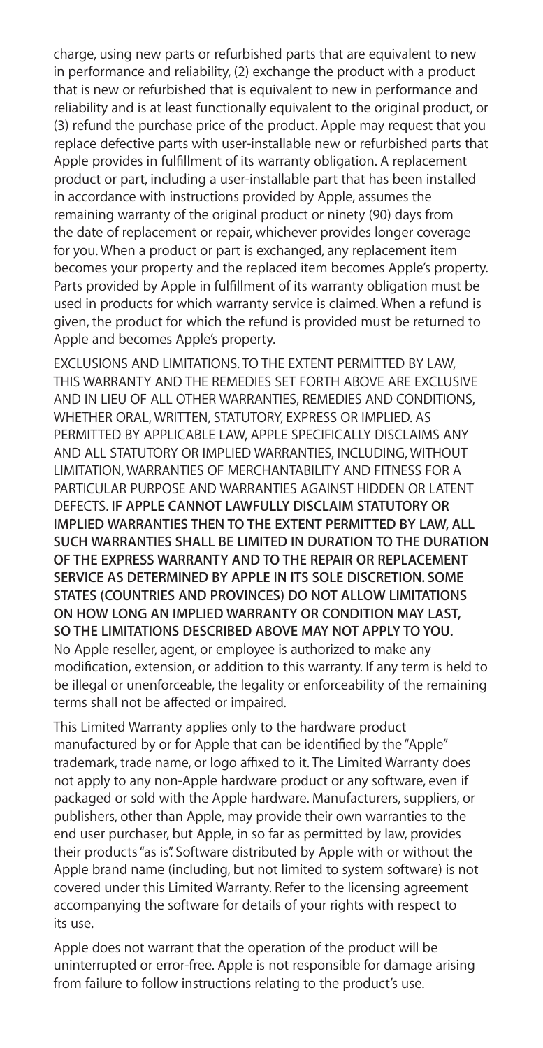charge, using new parts or refurbished parts that are equivalent to new in performance and reliability, (2) exchange the product with a product that is new or refurbished that is equivalent to new in performance and reliability and is at least functionally equivalent to the original product, or (3) refund the purchase price of the product. Apple may request that you replace defective parts with user-installable new or refurbished parts that Apple provides in fulfillment of its warranty obligation. A replacement product or part, including a user-installable part that has been installed in accordance with instructions provided by Apple, assumes the remaining warranty of the original product or ninety (90) days from the date of replacement or repair, whichever provides longer coverage for you. When a product or part is exchanged, any replacement item becomes your property and the replaced item becomes Apple's property. Parts provided by Apple in fulfillment of its warranty obligation must be used in products for which warranty service is claimed. When a refund is given, the product for which the refund is provided must be returned to Apple and becomes Apple's property.

<u>EXCLUSIONS AND LIMITATIONS.</u> TO THE EXTENT PERMITTED BY LAW, THIS WARRANTY AND THE REMEDIES SET FORTH ABOVE ARE EXCLUSIVE AND IN LIEU OF ALL OTHER WARRANTIES, REMEDIES AND CONDITIONS, WHETHER ORAL, WRITTEN, STATUTORY, EXPRESS OR IMPLIED. AS PERMITTED BY APPLICABLE LAW, APPLE SPECIFICALLY DISCLAIMS ANY AND ALL STATUTORY OR IMPLIED WARRANTIES, INCLUDING, WITHOUT LIMITATION, WARRANTIES OF MERCHANTABILITY AND FITNESS FOR A PARTICULAR PURPOSE AND WARRANTIES AGAINST HIDDEN OR LATENT DEFECTS. **IF APPLE CANNOT LAWFULLY DISCLAIM STATUTORY OR IMPLIED WARRANTIES THEN TO THE EXTENT PERMITTED BY LAW, ALL SUCH WARRANTIES SHALL BE LIMITED IN DURATION TO THE DURATION OF THE EXPRESS WARRANTY AND TO THE REPAIR OR REPLACEMENT SERVICE AS DETERMINED BY APPLE IN ITS SOLE DISCRETION. SOME STATES (COUNTRIES AND PROVINCES) DO NOT ALLOW LIMITATIONS ON HOW LONG AN IMPLIED WARRANTY OR CONDITION MAY LAST, SO THE LIMITATIONS DESCRIBED ABOVE MAY NOT APPLY TO YOU.** No Apple reseller, agent, or employee is authorized to make any modification, extension, or addition to this warranty. If any term is held to be illegal or unenforceable, the legality or enforceability of the remaining terms shall not be affected or impaired.

This Limited Warranty applies only to the hardware product manufactured by or for Apple that can be identified by the "Apple" trademark, trade name, or logo affixed to it. The Limited Warranty does not apply to any non-Apple hardware product or any software, even if packaged or sold with the Apple hardware. Manufacturers, suppliers, or publishers, other than Apple, may provide their own warranties to the end user purchaser, but Apple, in so far as permitted by law, provides their products "as is". Software distributed by Apple with or without the Apple brand name (including, but not limited to system software) is not covered under this Limited Warranty. Refer to the licensing agreement accompanying the software for details of your rights with respect to its use.

Apple does not warrant that the operation of the product will be uninterrupted or error-free. Apple is not responsible for damage arising from failure to follow instructions relating to the product's use.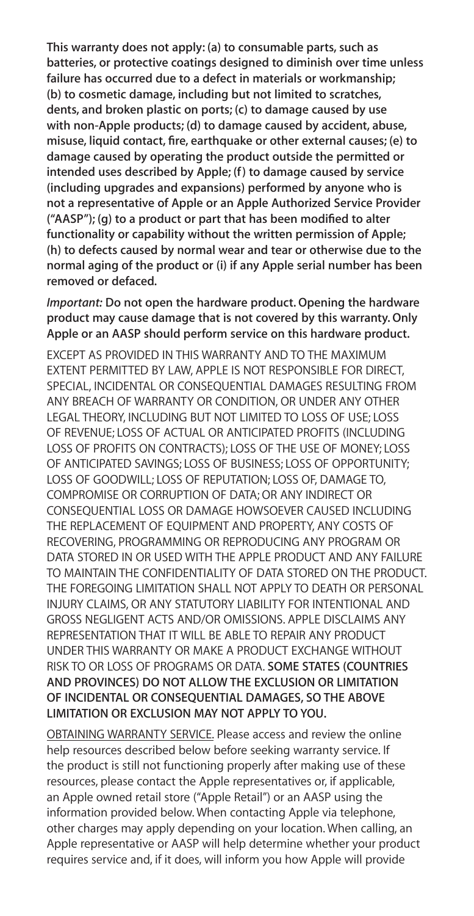**This warranty does not apply: (a) to consumable parts, such as batteries, or protective coatings designed to diminish over time unless failure has occurred due to a defect in materials or workmanship; (b) to cosmetic damage, including but not limited to scratches, dents, and broken plastic on ports; (c) to damage caused by use with non-Apple products; (d) to damage caused by accident, abuse, misuse, liquid contact, fire, earthquake or other external causes; (e) to damage caused by operating the product outside the permitted or intended uses described by Apple; (f) to damage caused by service (including upgrades and expansions) performed by anyone who is not a representative of Apple or an Apple Authorized Service Provider ("AASP"); (g) to a product or part that has been modified to alter functionality or capability without the written permission of Apple; (h) to defects caused by normal wear and tear or otherwise due to the normal aging of the product or (i) if any Apple serial number has been removed or defaced.**

*Important:* **Do not open the hardware product. Opening the hardware product may cause damage that is not covered by this warranty. Only Apple or an AASP should perform service on this hardware product.**

EXCEPT AS PROVIDED IN THIS WARRANTY AND TO THE MAXIMUM EXTENT PERMITTED BY LAW, APPLE IS NOT RESPONSIBLE FOR DIRECT, SPECIAL, INCIDENTAL OR CONSEQUENTIAL DAMAGES RESULTING FROM ANY BREACH OF WARRANTY OR CONDITION, OR UNDER ANY OTHER LEGAL THEORY, INCLUDING BUT NOT LIMITED TO LOSS OF USE; LOSS OF REVENUE; LOSS OF ACTUAL OR ANTICIPATED PROFITS (INCLUDING LOSS OF PROFITS ON CONTRACTS); LOSS OF THE USE OF MONEY; LOSS OF ANTICIPATED SAVINGS; LOSS OF BUSINESS; LOSS OF OPPORTUNITY; LOSS OF GOODWILL; LOSS OF REPUTATION; LOSS OF, DAMAGE TO, COMPROMISE OR CORRUPTION OF DATA; OR ANY INDIRECT OR CONSEQUENTIAL LOSS OR DAMAGE HOWSOEVER CAUSED INCLUDING THE REPLACEMENT OF EQUIPMENT AND PROPERTY, ANY COSTS OF RECOVERING, PROGRAMMING OR REPRODUCING ANY PROGRAM OR DATA STORED IN OR USED WITH THE APPLE PRODUCT AND ANY FAILURE TO MAINTAIN THE CONFIDENTIALITY OF DATA STORED ON THE PRODUCT. THE FOREGOING LIMITATION SHALL NOT APPLY TO DEATH OR PERSONAL INJURY CLAIMS, OR ANY STATUTORY LIABILITY FOR INTENTIONAL AND GROSS NEGLIGENT ACTS AND/OR OMISSIONS. APPLE DISCLAIMS ANY REPRESENTATION THAT IT WILL BE ABLE TO REPAIR ANY PRODUCT UNDER THIS WARRANTY OR MAKE A PRODUCT EXCHANGE WITHOUT RISK TO OR LOSS OF PROGRAMS OR DATA. **SOME STATES (COUNTRIES AND PROVINCES) DO NOT ALLOW THE EXCLUSION OR LIMITATION OF INCIDENTAL OR CONSEQUENTIAL DAMAGES, SO THE ABOVE LIMITATION OR EXCLUSION MAY NOT APPLY TO YOU.**

OBTAINING WARRANTY SERVICE. Please access and review the online help resources described below before seeking warranty service. If the product is still not functioning properly after making use of these resources, please contact the Apple representatives or, if applicable, an Apple owned retail store ("Apple Retail") or an AASP using the information provided below. When contacting Apple via telephone, other charges may apply depending on your location. When calling, an Apple representative or AASP will help determine whether your product requires service and, if it does, will inform you how Apple will provide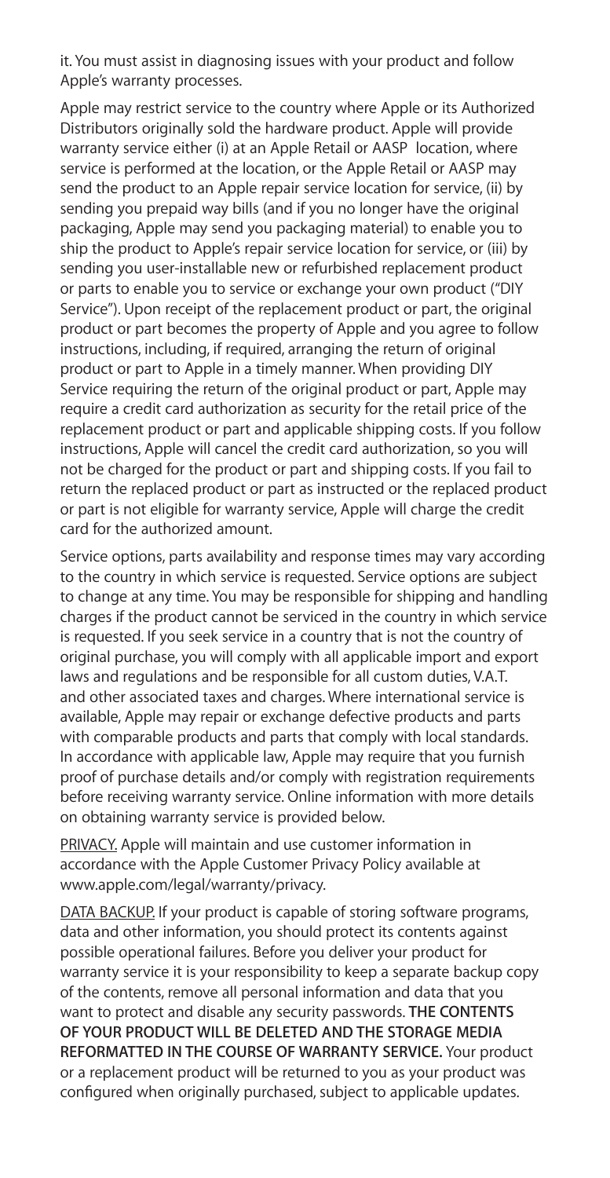it. You must assist in diagnosing issues with your product and follow Apple's warranty processes.

Apple may restrict service to the country where Apple or its Authorized Distributors originally sold the hardware product. Apple will provide warranty service either (i) at an Apple Retail or AASP location, where service is performed at the location, or the Apple Retail or AASP may send the product to an Apple repair service location for service, (ii) by sending you prepaid way bills (and if you no longer have the original packaging, Apple may send you packaging material) to enable you to ship the product to Apple's repair service location for service, or (iii) by sending you user-installable new or refurbished replacement product or parts to enable you to service or exchange your own product ("DIY Service"). Upon receipt of the replacement product or part, the original product or part becomes the property of Apple and you agree to follow instructions, including, if required, arranging the return of original product or part to Apple in a timely manner. When providing DIY Service requiring the return of the original product or part, Apple may require a credit card authorization as security for the retail price of the replacement product or part and applicable shipping costs. If you follow instructions, Apple will cancel the credit card authorization, so you will not be charged for the product or part and shipping costs. If you fail to return the replaced product or part as instructed or the replaced product or part is not eligible for warranty service, Apple will charge the credit card for the authorized amount.

Service options, parts availability and response times may vary according to the country in which service is requested. Service options are subject to change at any time. You may be responsible for shipping and handling charges if the product cannot be serviced in the country in which service is requested. If you seek service in a country that is not the country of original purchase, you will comply with all applicable import and export laws and regulations and be responsible for all custom duties, V.A.T. and other associated taxes and charges. Where international service is available, Apple may repair or exchange defective products and parts with comparable products and parts that comply with local standards. In accordance with applicable law, Apple may require that you furnish proof of purchase details and/or comply with registration requirements before receiving warranty service. Online information with more details on obtaining warranty service is provided below.

PRIVACY. Apple will maintain and use customer information in accordance with the Apple Customer Privacy Policy available at www.apple.com/legal/warranty/privacy.

DATA BACKUP. If your product is capable of storing software programs, data and other information, you should protect its contents against possible operational failures. Before you deliver your product for warranty service it is your responsibility to keep a separate backup copy of the contents, remove all personal information and data that you want to protect and disable any security passwords. **THE CONTENTS OF YOUR PRODUCT WILL BE DELETED AND THE STORAGE MEDIA REFORMATTED IN THE COURSE OF WARRANTY SERVICE.** Your product or a replacement product will be returned to you as your product was configured when originally purchased, subject to applicable updates.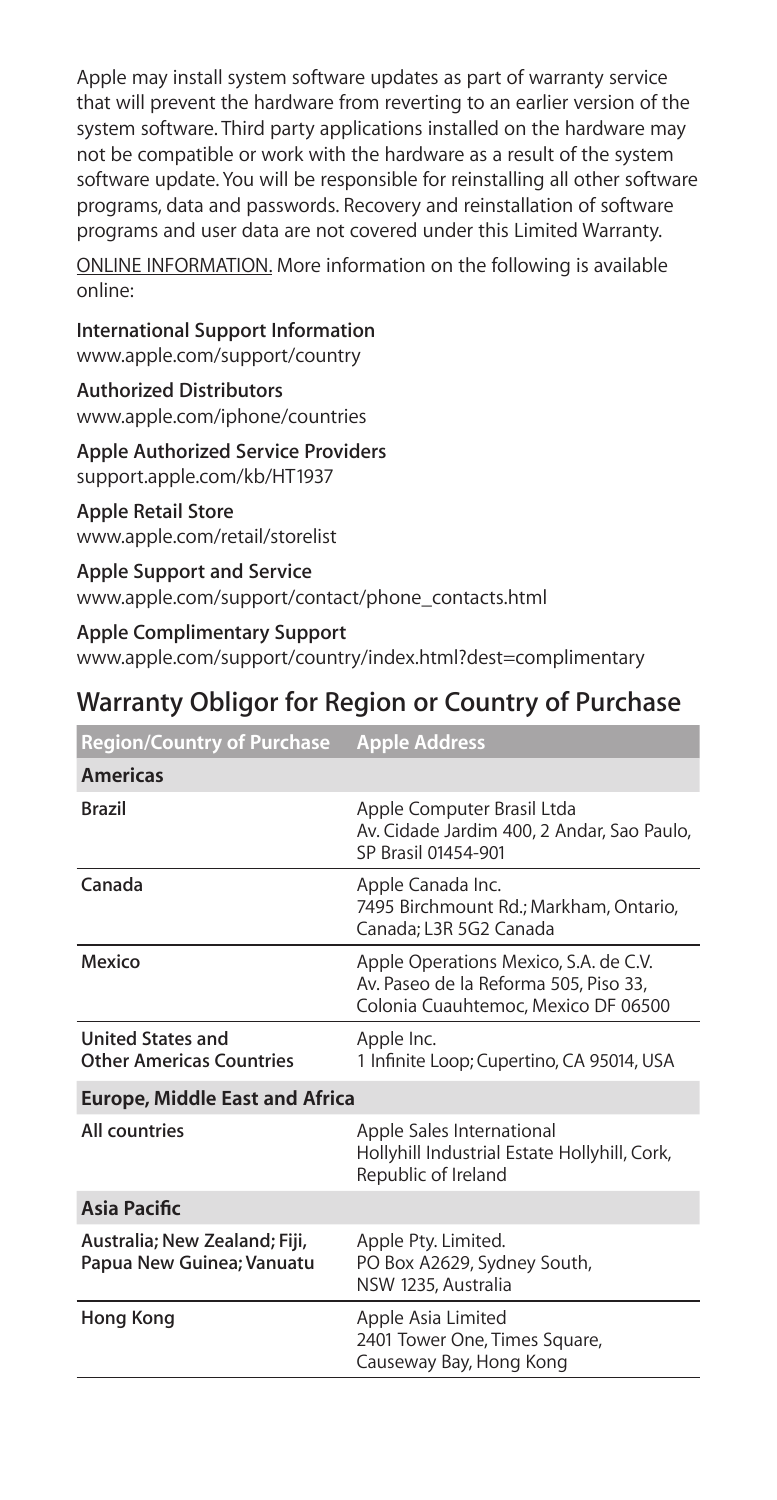Apple may install system software updates as part of warranty service that will prevent the hardware from reverting to an earlier version of the system software. Third party applications installed on the hardware may not be compatible or work with the hardware as a result of the system software update. You will be responsible for reinstalling all other software programs, data and passwords. Recovery and reinstallation of software programs and user data are not covered under this Limited Warranty.

ONLINE INFORMATION. More information on the following is available online:

**International Support Information**
www.apple.com/support/country

**Authorized Distributors**
www.apple.com/iphone/countries

**Apple Authorized Service Providers**
support.apple.com/kb/HT1937

**Apple Retail Store**
www.apple.com/retail/storelist

**Apple Support and Service**
www.apple.com/support/contact/phone_contacts.html

**Apple Complimentary Support**
www.apple.com/support/country/index.html?dest=complimentary

## Warranty Obligor for Region or Country of Purchase

| Region/Country of Purchase | Apple Address |
|---|---|
| **Americas** | |
| **Brazil** | Apple Computer Brasil Ltda<br>Av. Cidade Jardim 400, 2 Andar, Sao Paulo, SP Brasil 01454-901 |
| **Canada** | Apple Canada Inc.<br>7495 Birchmount Rd.; Markham, Ontario, Canada; L3R 5G2 Canada |
| **Mexico** | Apple Operations Mexico, S.A. de C.V.<br>Av. Paseo de la Reforma 505, Piso 33, Colonia Cuauhtemoc, Mexico DF 06500 |
| **United States and Other Americas Countries** | Apple Inc.<br>1 Infinite Loop; Cupertino, CA 95014, USA |
| **Europe, Middle East and Africa** | |
| **All countries** | Apple Sales International<br>Hollyhill Industrial Estate Hollyhill, Cork, Republic of Ireland |
| **Asia Pacific** | |
| **Australia; New Zealand; Fiji, Papua New Guinea; Vanuatu** | Apple Pty. Limited.<br>PO Box A2629, Sydney South, NSW 1235, Australia |
| **Hong Kong** | Apple Asia Limited<br>2401 Tower One, Times Square, Causeway Bay, Hong Kong |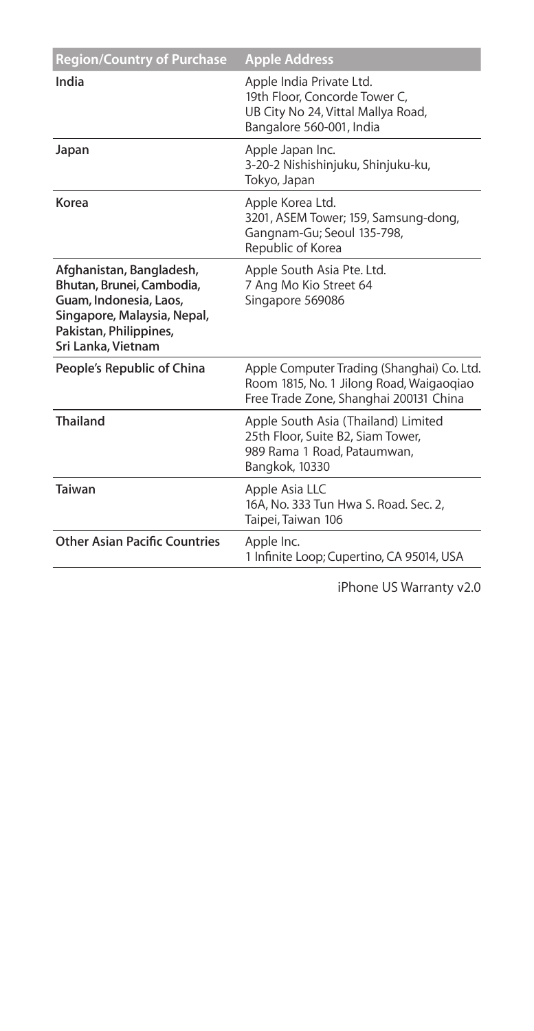| Region/Country of Purchase | Apple Address |
| --- | --- |
| India | Apple India Private Ltd.<br>19th Floor, Concorde Tower C,<br>UB City No 24, Vittal Mallya Road,<br>Bangalore 560-001, India |
| Japan | Apple Japan Inc.<br>3-20-2 Nishishinjuku, Shinjuku-ku,<br>Tokyo, Japan |
| Korea | Apple Korea Ltd.<br>3201, ASEM Tower; 159, Samsung-dong,<br>Gangnam-Gu; Seoul 135-798,<br>Republic of Korea |
| Afghanistan, Bangladesh, Bhutan, Brunei, Cambodia, Guam, Indonesia, Laos, Singapore, Malaysia, Nepal, Pakistan, Philippines, Sri Lanka, Vietnam | Apple South Asia Pte. Ltd.<br>7 Ang Mo Kio Street 64<br>Singapore 569086 |
| People's Republic of China | Apple Computer Trading (Shanghai) Co. Ltd.<br>Room 1815, No. 1 Jilong Road, Waigaoqiao<br>Free Trade Zone, Shanghai 200131 China |
| Thailand | Apple South Asia (Thailand) Limited<br>25th Floor, Suite B2, Siam Tower,<br>989 Rama 1 Road, Pataumwan,<br>Bangkok, 10330 |
| Taiwan | Apple Asia LLC<br>16A, No. 333 Tun Hwa S. Road. Sec. 2,<br>Taipei, Taiwan 106 |
| Other Asian Pacific Countries | Apple Inc.<br>1 Infinite Loop; Cupertino, CA 95014, USA |

iPhone US Warranty v2.0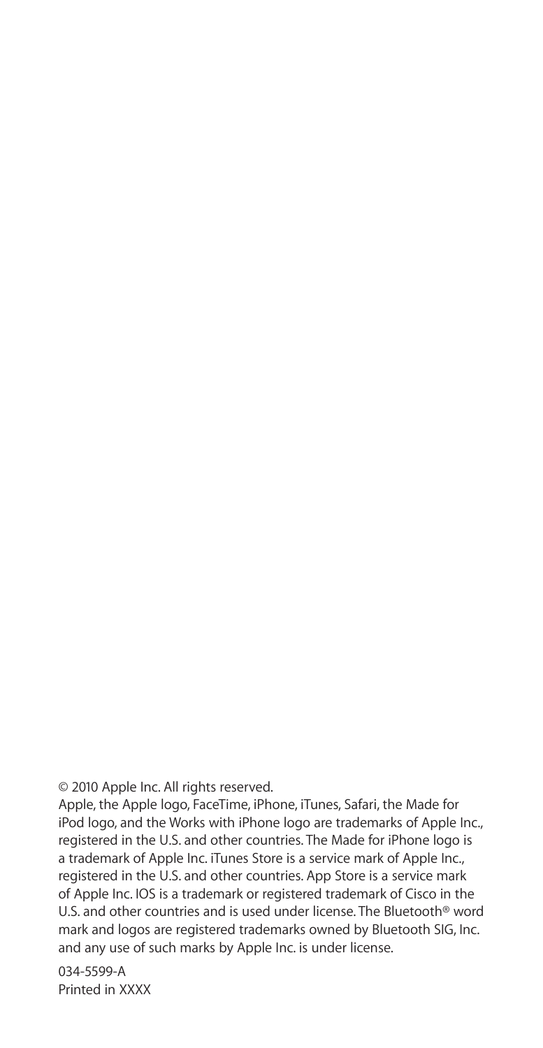© 2010 Apple Inc. All rights reserved.

Apple, the Apple logo, FaceTime, iPhone, iTunes, Safari, the Made for iPod logo, and the Works with iPhone logo are trademarks of Apple Inc., registered in the U.S. and other countries. The Made for iPhone logo is a trademark of Apple Inc. iTunes Store is a service mark of Apple Inc., registered in the U.S. and other countries. App Store is a service mark of Apple Inc. IOS is a trademark or registered trademark of Cisco in the U.S. and other countries and is used under license. The Bluetooth® word mark and logos are registered trademarks owned by Bluetooth SIG, Inc. and any use of such marks by Apple Inc. is under license.

034-5599-A

Printed in XXXX